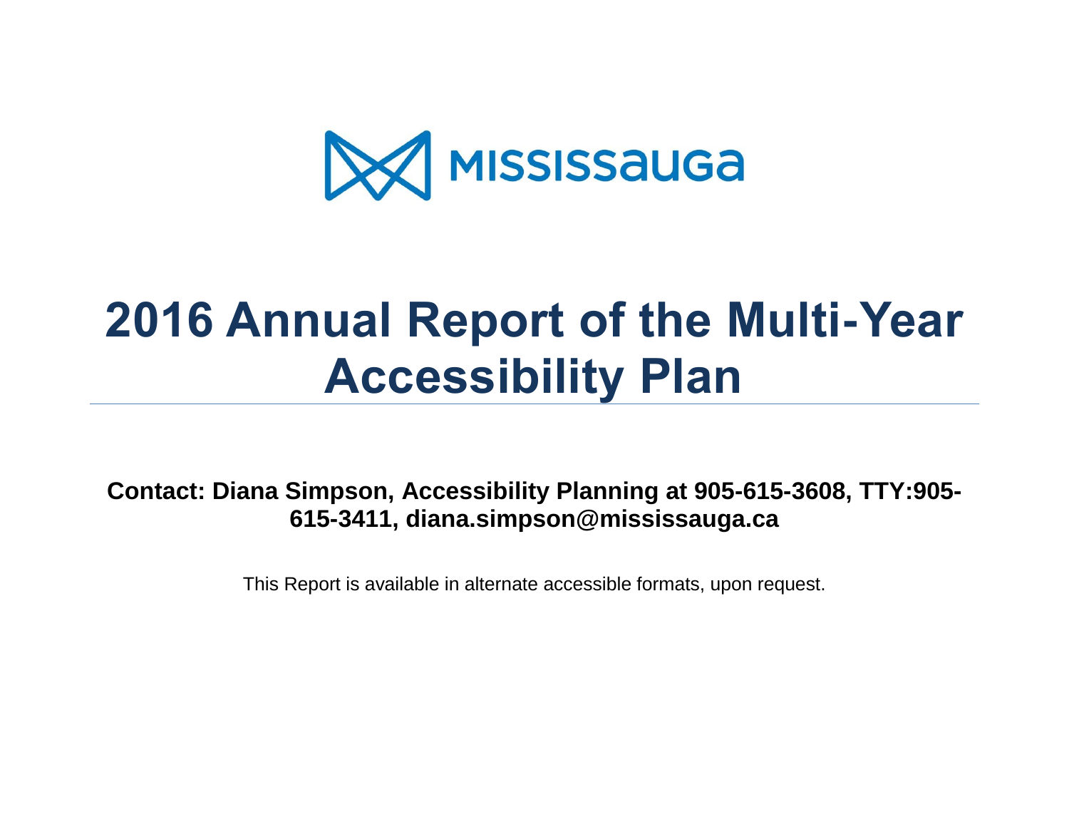MISSISSAUGA

# 2016 Annual Report of the Multi-Year Accessibility Plan

**Contact: Diana Simpson, Accessibility Planning at 905-615-3608, TTY:905-615-3411, diana.simpson@mississauga.ca**

This Report is available in alternate accessible formats, upon request.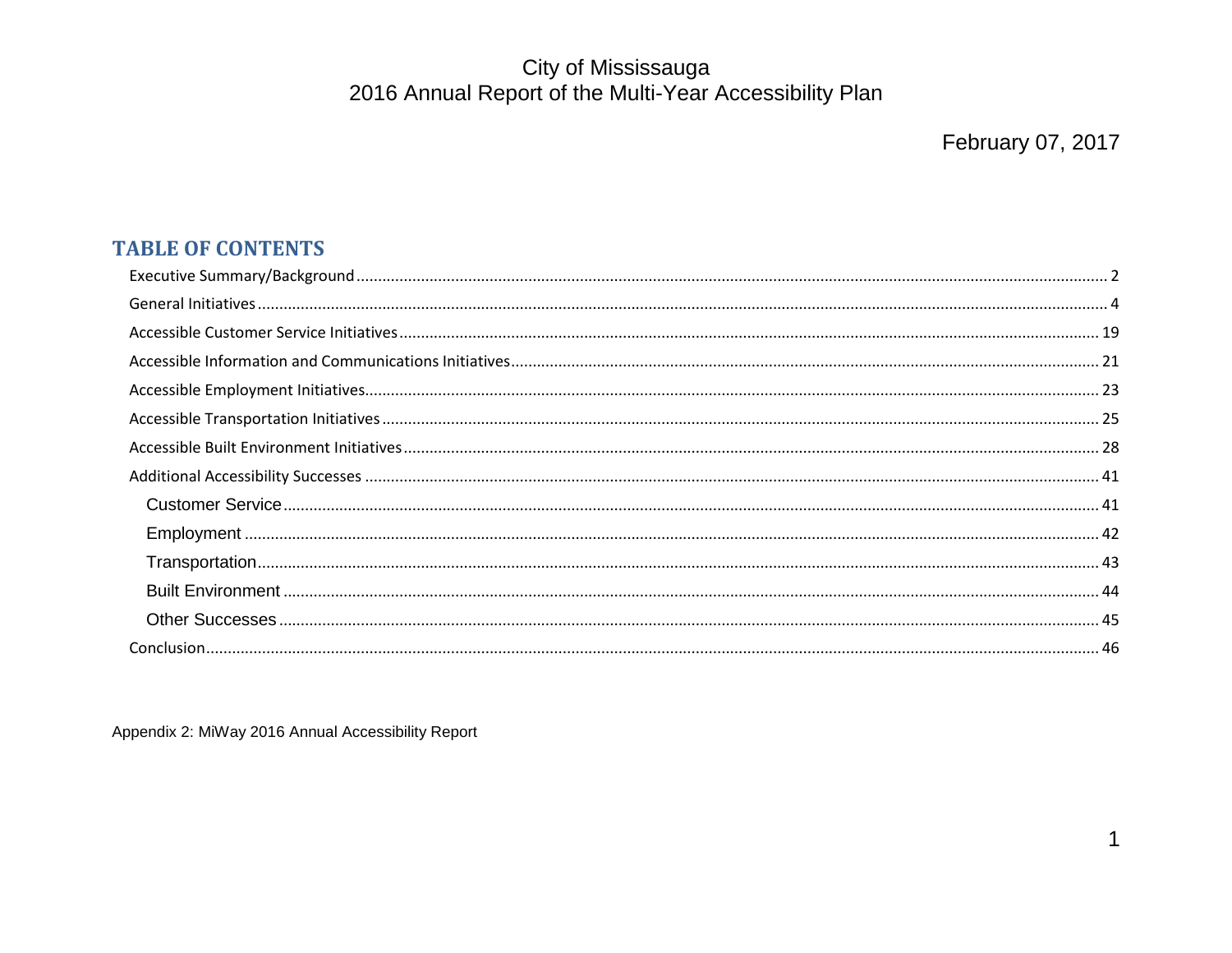City of Mississauga
2016 Annual Report of the Multi-Year Accessibility Plan

February 07, 2017

## TABLE OF CONTENTS

- Executive Summary/Background ........ 2
- General Initiatives ........ 4
- Accessible Customer Service Initiatives ........ 19
- Accessible Information and Communications Initiatives ........ 21
- Accessible Employment Initiatives ........ 23
- Accessible Transportation Initiatives ........ 25
- Accessible Built Environment Initiatives ........ 28
- Additional Accessibility Successes ........ 41
  - Customer Service ........ 41
  - Employment ........ 42
  - Transportation ........ 43
  - Built Environment ........ 44
  - Other Successes ........ 45
- Conclusion ........ 46

Appendix 2: MiWay 2016 Annual Accessibility Report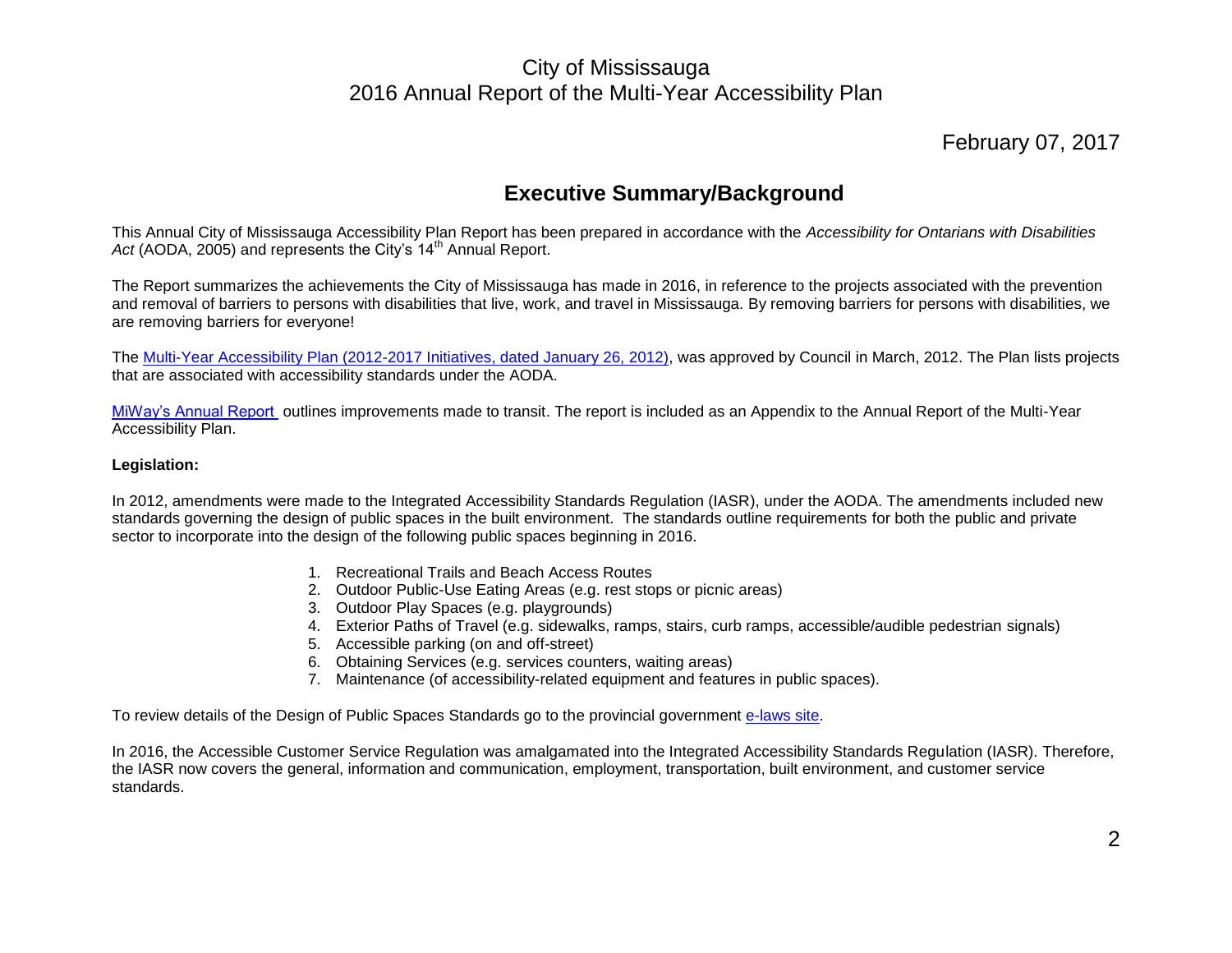City of Mississauga
2016 Annual Report of the Multi-Year Accessibility Plan

February 07, 2017

## Executive Summary/Background

This Annual City of Mississauga Accessibility Plan Report has been prepared in accordance with the *Accessibility for Ontarians with Disabilities Act* (AODA, 2005) and represents the City's 14th Annual Report.

The Report summarizes the achievements the City of Mississauga has made in 2016, in reference to the projects associated with the prevention and removal of barriers to persons with disabilities that live, work, and travel in Mississauga. By removing barriers for persons with disabilities, we are removing barriers for everyone!

The Multi-Year Accessibility Plan (2012-2017 Initiatives, dated January 26, 2012), was approved by Council in March, 2012. The Plan lists projects that are associated with accessibility standards under the AODA.

MiWay's Annual Report outlines improvements made to transit. The report is included as an Appendix to the Annual Report of the Multi-Year Accessibility Plan.

**Legislation:**

In 2012, amendments were made to the Integrated Accessibility Standards Regulation (IASR), under the AODA. The amendments included new standards governing the design of public spaces in the built environment. The standards outline requirements for both the public and private sector to incorporate into the design of the following public spaces beginning in 2016.

1. Recreational Trails and Beach Access Routes
2. Outdoor Public-Use Eating Areas (e.g. rest stops or picnic areas)
3. Outdoor Play Spaces (e.g. playgrounds)
4. Exterior Paths of Travel (e.g. sidewalks, ramps, stairs, curb ramps, accessible/audible pedestrian signals)
5. Accessible parking (on and off-street)
6. Obtaining Services (e.g. services counters, waiting areas)
7. Maintenance (of accessibility-related equipment and features in public spaces).

To review details of the Design of Public Spaces Standards go to the provincial government e-laws site.

In 2016, the Accessible Customer Service Regulation was amalgamated into the Integrated Accessibility Standards Regulation (IASR). Therefore, the IASR now covers the general, information and communication, employment, transportation, built environment, and customer service standards.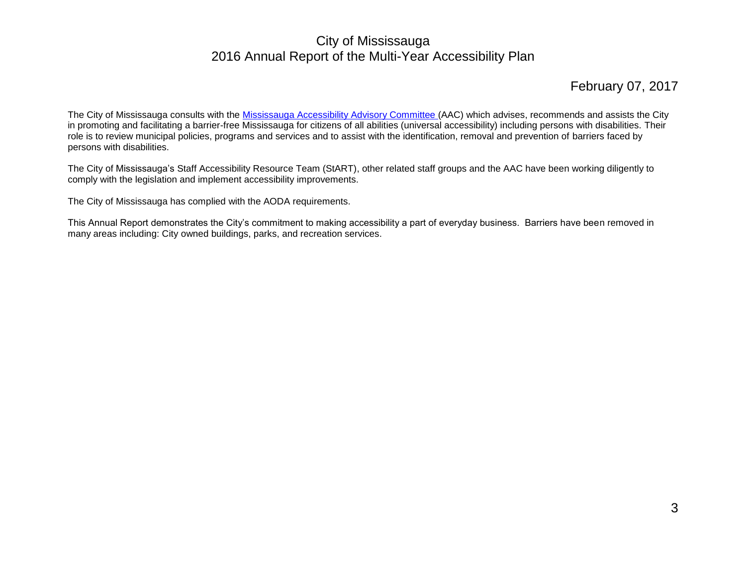# City of Mississauga
## 2016 Annual Report of the Multi-Year Accessibility Plan

February 07, 2017

The City of Mississauga consults with the Mississauga Accessibility Advisory Committee (AAC) which advises, recommends and assists the City in promoting and facilitating a barrier-free Mississauga for citizens of all abilities (universal accessibility) including persons with disabilities. Their role is to review municipal policies, programs and services and to assist with the identification, removal and prevention of barriers faced by persons with disabilities.

The City of Mississauga's Staff Accessibility Resource Team (StART), other related staff groups and the AAC have been working diligently to comply with the legislation and implement accessibility improvements.

The City of Mississauga has complied with the AODA requirements.

This Annual Report demonstrates the City's commitment to making accessibility a part of everyday business. Barriers have been removed in many areas including: City owned buildings, parks, and recreation services.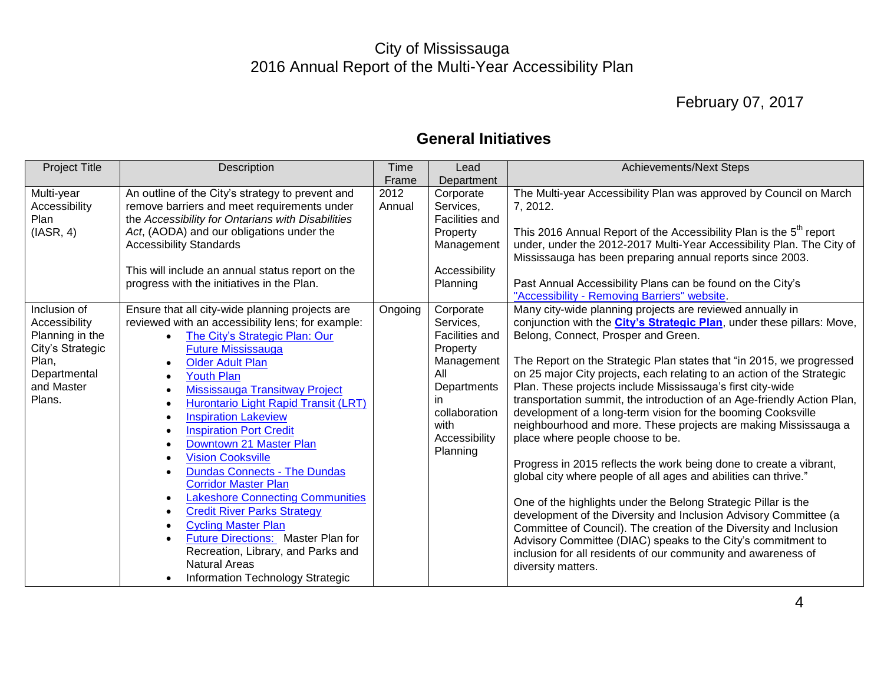# City of Mississauga
## 2016 Annual Report of the Multi-Year Accessibility Plan

February 07, 2017

## General Initiatives

| Project Title | Description | Time Frame | Lead Department | Achievements/Next Steps |
|---|---|---|---|---|
| Multi-year Accessibility Plan (IASR, 4) | An outline of the City's strategy to prevent and remove barriers and meet requirements under the *Accessibility for Ontarians with Disabilities Act*, (AODA) and our obligations under the Accessibility Standards<br><br>This will include an annual status report on the progress with the initiatives in the Plan. | 2012 Annual | Corporate Services, Facilities and Property Management<br><br>Accessibility Planning | The Multi-year Accessibility Plan was approved by Council on March 7, 2012.<br><br>This 2016 Annual Report of the Accessibility Plan is the 5th report under, under the 2012-2017 Multi-Year Accessibility Plan. The City of Mississauga has been preparing annual reports since 2003.<br><br>Past Annual Accessibility Plans can be found on the City's "Accessibility - Removing Barriers" website. |
| Inclusion of Accessibility Planning in the City's Strategic Plan, Departmental and Master Plans. | Ensure that all city-wide planning projects are reviewed with an accessibility lens; for example:<br>• The City's Strategic Plan: Our Future Mississauga<br>• Older Adult Plan<br>• Youth Plan<br>• Mississauga Transitway Project<br>• Hurontario Light Rapid Transit (LRT)<br>• Inspiration Lakeview<br>• Inspiration Port Credit<br>• Downtown 21 Master Plan<br>• Vision Cooksville<br>• Dundas Connects - The Dundas Corridor Master Plan<br>• Lakeshore Connecting Communities<br>• Credit River Parks Strategy<br>• Cycling Master Plan<br>• Future Directions: Master Plan for Recreation, Library, and Parks and Natural Areas<br>• Information Technology Strategic | Ongoing | Corporate Services, Facilities and Property Management All Departments in collaboration with Accessibility Planning | Many city-wide planning projects are reviewed annually in conjunction with the **City's Strategic Plan**, under these pillars: Move, Belong, Connect, Prosper and Green.<br><br>The Report on the Strategic Plan states that "in 2015, we progressed on 25 major City projects, each relating to an action of the Strategic Plan. These projects include Mississauga's first city-wide transportation summit, the introduction of an Age-friendly Action Plan, development of a long-term vision for the booming Cooksville neighbourhood and more. These projects are making Mississauga a place where people choose to be.<br><br>Progress in 2015 reflects the work being done to create a vibrant, global city where people of all ages and abilities can thrive."<br><br>One of the highlights under the Belong Strategic Pillar is the development of the Diversity and Inclusion Advisory Committee (a Committee of Council). The creation of the Diversity and Inclusion Advisory Committee (DIAC) speaks to the City's commitment to inclusion for all residents of our community and awareness of diversity matters. |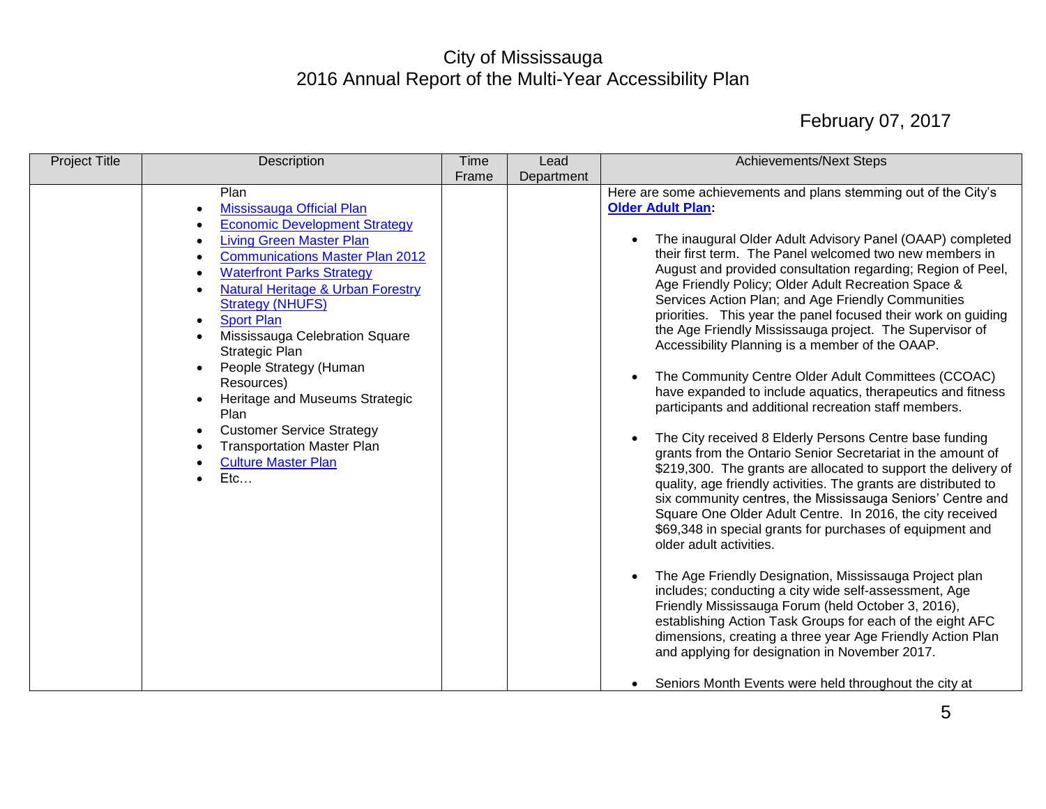City of Mississauga
2016 Annual Report of the Multi-Year Accessibility Plan

February 07, 2017

| Project Title | Description | Time Frame | Lead Department | Achievements/Next Steps |
|---|---|---|---|---|
| | Plan<br>• Mississauga Official Plan<br>• Economic Development Strategy<br>• Living Green Master Plan<br>• Communications Master Plan 2012<br>• Waterfront Parks Strategy<br>• Natural Heritage & Urban Forestry Strategy (NHUFS)<br>• Sport Plan<br>• Mississauga Celebration Square Strategic Plan<br>• People Strategy (Human Resources)<br>• Heritage and Museums Strategic Plan<br>• Customer Service Strategy<br>• Transportation Master Plan<br>• Culture Master Plan<br>• Etc… | | | Here are some achievements and plans stemming out of the City's **Older Adult Plan:**<br><br>• The inaugural Older Adult Advisory Panel (OAAP) completed their first term. The Panel welcomed two new members in August and provided consultation regarding; Region of Peel, Age Friendly Policy; Older Adult Recreation Space & Services Action Plan; and Age Friendly Communities priorities. This year the panel focused their work on guiding the Age Friendly Mississauga project. The Supervisor of Accessibility Planning is a member of the OAAP.<br><br>• The Community Centre Older Adult Committees (CCOAC) have expanded to include aquatics, therapeutics and fitness participants and additional recreation staff members.<br><br>• The City received 8 Elderly Persons Centre base funding grants from the Ontario Senior Secretariat in the amount of \$219,300. The grants are allocated to support the delivery of quality, age friendly activities. The grants are distributed to six community centres, the Mississauga Seniors' Centre and Square One Older Adult Centre. In 2016, the city received \$69,348 in special grants for purchases of equipment and older adult activities.<br><br>• The Age Friendly Designation, Mississauga Project plan includes; conducting a city wide self-assessment, Age Friendly Mississauga Forum (held October 3, 2016), establishing Action Task Groups for each of the eight AFC dimensions, creating a three year Age Friendly Action Plan and applying for designation in November 2017.<br><br>• Seniors Month Events were held throughout the city at |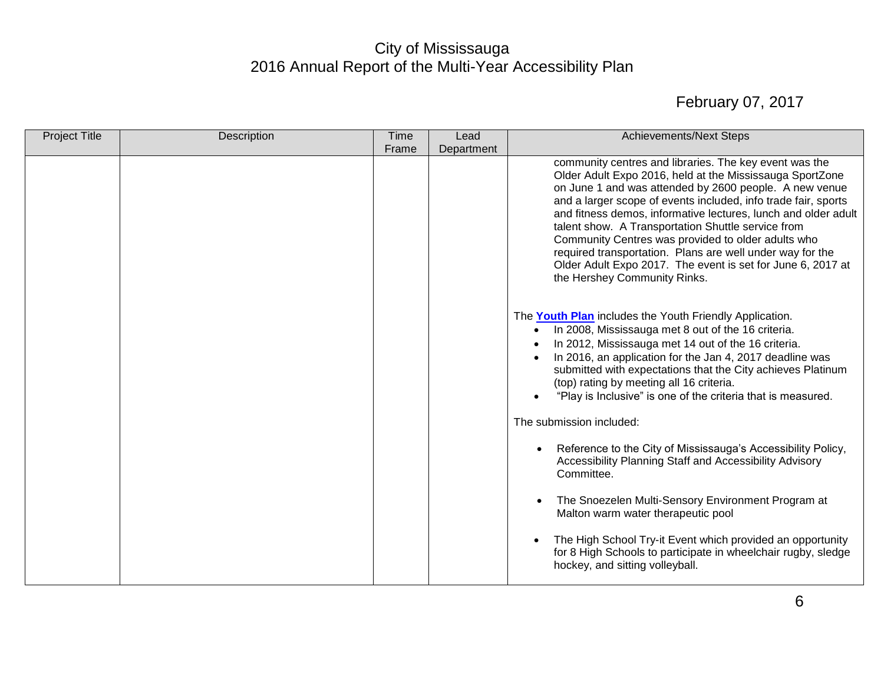| Project Title | Description | Time Frame | Lead Department | Achievements/Next Steps |
| --- | --- | --- | --- | --- |
| | | | | community centres and libraries. The key event was the Older Adult Expo 2016, held at the Mississauga SportZone on June 1 and was attended by 2600 people. A new venue and a larger scope of events included, info trade fair, sports and fitness demos, informative lectures, lunch and older adult talent show. A Transportation Shuttle service from Community Centres was provided to older adults who required transportation. Plans are well under way for the Older Adult Expo 2017. The event is set for June 6, 2017 at the Hershey Community Rinks.<br><br>The **Youth Plan** includes the Youth Friendly Application.<br>• In 2008, Mississauga met 8 out of the 16 criteria.<br>• In 2012, Mississauga met 14 out of the 16 criteria.<br>• In 2016, an application for the Jan 4, 2017 deadline was submitted with expectations that the City achieves Platinum (top) rating by meeting all 16 criteria.<br>• "Play is Inclusive" is one of the criteria that is measured.<br><br>The submission included:<br><br>• Reference to the City of Mississauga's Accessibility Policy, Accessibility Planning Staff and Accessibility Advisory Committee.<br><br>• The Snoezelen Multi-Sensory Environment Program at Malton warm water therapeutic pool<br><br>• The High School Try-it Event which provided an opportunity for 8 High Schools to participate in wheelchair rugby, sledge hockey, and sitting volleyball. |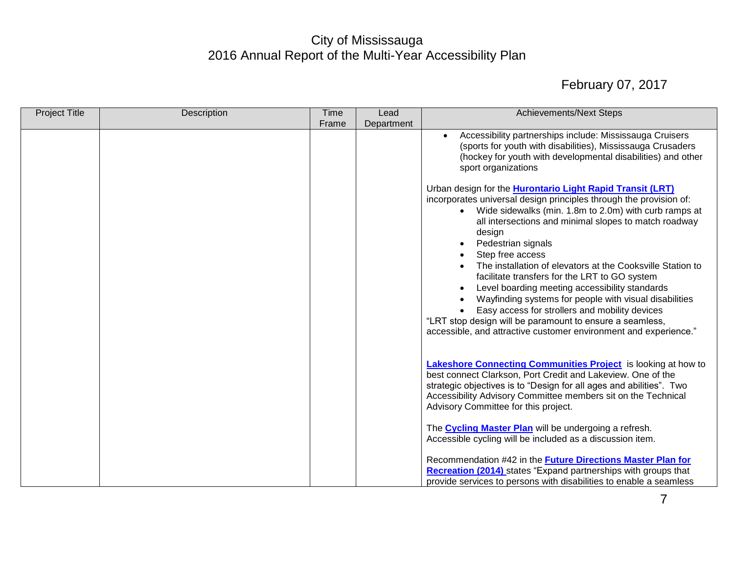# City of Mississauga
## 2016 Annual Report of the Multi-Year Accessibility Plan

February 07, 2017

| Project Title | Description | Time Frame | Lead Department | Achievements/Next Steps |
|---|---|---|---|---|
| | | | | • Accessibility partnerships include: Mississauga Cruisers (sports for youth with disabilities), Mississauga Crusaders (hockey for youth with developmental disabilities) and other sport organizations<br><br>Urban design for the **Hurontario Light Rapid Transit (LRT)** incorporates universal design principles through the provision of:<br>• Wide sidewalks (min. 1.8m to 2.0m) with curb ramps at all intersections and minimal slopes to match roadway design<br>• Pedestrian signals<br>• Step free access<br>• The installation of elevators at the Cooksville Station to facilitate transfers for the LRT to GO system<br>• Level boarding meeting accessibility standards<br>• Wayfinding systems for people with visual disabilities<br>• Easy access for strollers and mobility devices<br>"LRT stop design will be paramount to ensure a seamless, accessible, and attractive customer environment and experience."<br><br>**Lakeshore Connecting Communities Project** is looking at how to best connect Clarkson, Port Credit and Lakeview. One of the strategic objectives is to "Design for all ages and abilities". Two Accessibility Advisory Committee members sit on the Technical Advisory Committee for this project.<br><br>The **Cycling Master Plan** will be undergoing a refresh. Accessible cycling will be included as a discussion item.<br><br>Recommendation #42 in the **Future Directions Master Plan for Recreation (2014)** states "Expand partnerships with groups that provide services to persons with disabilities to enable a seamless |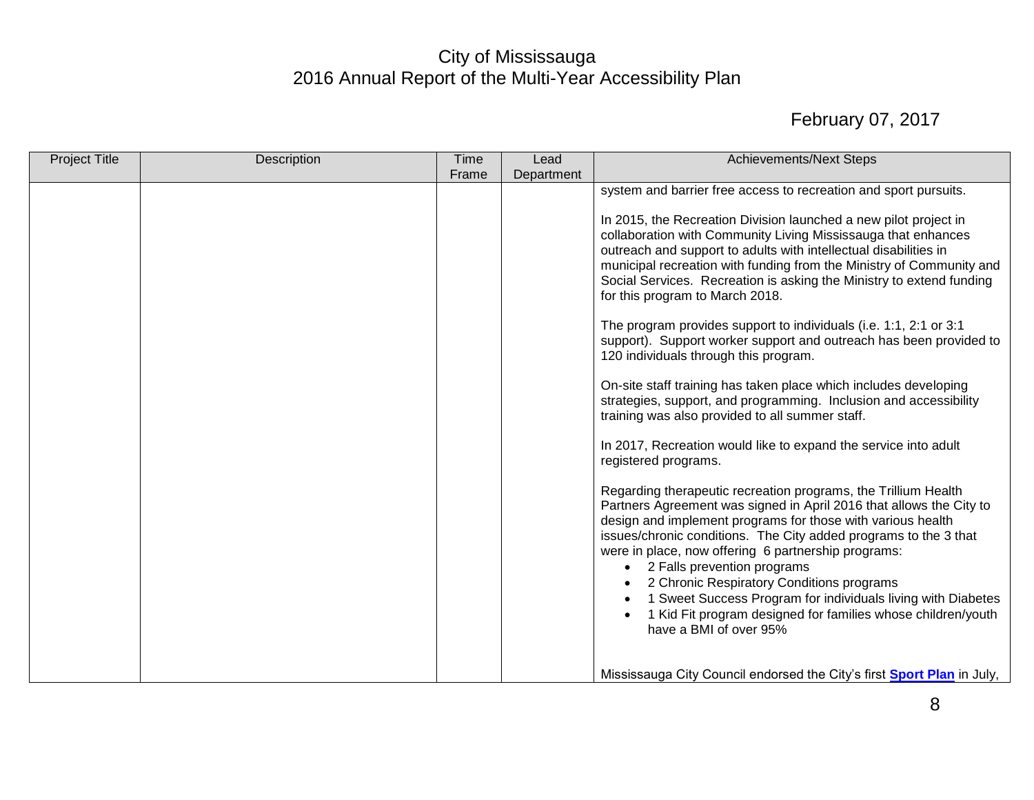| Project Title | Description | Time Frame | Lead Department | Achievements/Next Steps |
| --- | --- | --- | --- | --- |
| | | | | system and barrier free access to recreation and sport pursuits.<br><br>In 2015, the Recreation Division launched a new pilot project in collaboration with Community Living Mississauga that enhances outreach and support to adults with intellectual disabilities in municipal recreation with funding from the Ministry of Community and Social Services. Recreation is asking the Ministry to extend funding for this program to March 2018.<br><br>The program provides support to individuals (i.e. 1:1, 2:1 or 3:1 support). Support worker support and outreach has been provided to 120 individuals through this program.<br><br>On-site staff training has taken place which includes developing strategies, support, and programming. Inclusion and accessibility training was also provided to all summer staff.<br><br>In 2017, Recreation would like to expand the service into adult registered programs.<br><br>Regarding therapeutic recreation programs, the Trillium Health Partners Agreement was signed in April 2016 that allows the City to design and implement programs for those with various health issues/chronic conditions. The City added programs to the 3 that were in place, now offering 6 partnership programs:<br>• 2 Falls prevention programs<br>• 2 Chronic Respiratory Conditions programs<br>• 1 Sweet Success Program for individuals living with Diabetes<br>• 1 Kid Fit program designed for families whose children/youth have a BMI of over 95%<br><br>Mississauga City Council endorsed the City's first **Sport Plan** in July, |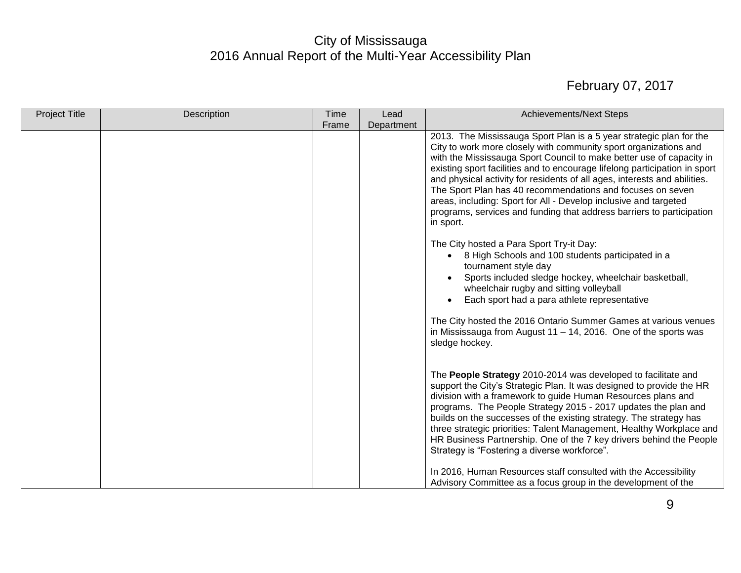# City of Mississauga
## 2016 Annual Report of the Multi-Year Accessibility Plan

February 07, 2017

| Project Title | Description | Time Frame | Lead Department | Achievements/Next Steps |
|---|---|---|---|---|
| | | | | 2013. The Mississauga Sport Plan is a 5 year strategic plan for the City to work more closely with community sport organizations and with the Mississauga Sport Council to make better use of capacity in existing sport facilities and to encourage lifelong participation in sport and physical activity for residents of all ages, interests and abilities. The Sport Plan has 40 recommendations and focuses on seven areas, including: Sport for All - Develop inclusive and targeted programs, services and funding that address barriers to participation in sport.<br><br>The City hosted a Para Sport Try-it Day:<br>• 8 High Schools and 100 students participated in a tournament style day<br>• Sports included sledge hockey, wheelchair basketball, wheelchair rugby and sitting volleyball<br>• Each sport had a para athlete representative<br><br>The City hosted the 2016 Ontario Summer Games at various venues in Mississauga from August 11 – 14, 2016. One of the sports was sledge hockey.<br><br>The **People Strategy** 2010-2014 was developed to facilitate and support the City's Strategic Plan. It was designed to provide the HR division with a framework to guide Human Resources plans and programs. The People Strategy 2015 - 2017 updates the plan and builds on the successes of the existing strategy. The strategy has three strategic priorities: Talent Management, Healthy Workplace and HR Business Partnership. One of the 7 key drivers behind the People Strategy is "Fostering a diverse workforce".<br><br>In 2016, Human Resources staff consulted with the Accessibility Advisory Committee as a focus group in the development of the |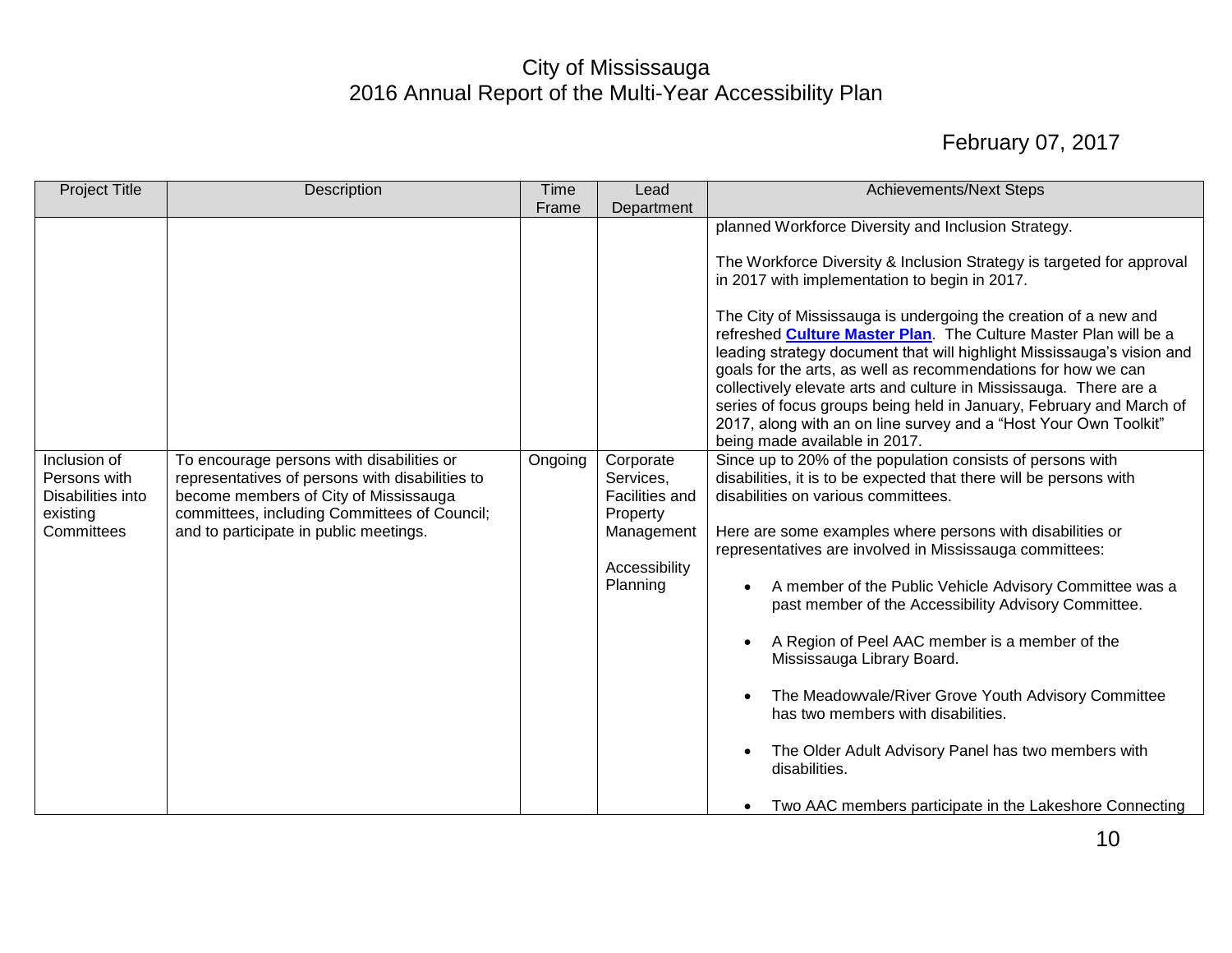City of Mississauga
2016 Annual Report of the Multi-Year Accessibility Plan

February 07, 2017

| Project Title | Description | Time Frame | Lead Department | Achievements/Next Steps |
|---|---|---|---|---|
| | | | | planned Workforce Diversity and Inclusion Strategy.<br><br>The Workforce Diversity & Inclusion Strategy is targeted for approval in 2017 with implementation to begin in 2017.<br><br>The City of Mississauga is undergoing the creation of a new and refreshed **Culture Master Plan**. The Culture Master Plan will be a leading strategy document that will highlight Mississauga's vision and goals for the arts, as well as recommendations for how we can collectively elevate arts and culture in Mississauga. There are a series of focus groups being held in January, February and March of 2017, along with an on line survey and a "Host Your Own Toolkit" being made available in 2017. |
| Inclusion of Persons with Disabilities into existing Committees | To encourage persons with disabilities or representatives of persons with disabilities to become members of City of Mississauga committees, including Committees of Council; and to participate in public meetings. | Ongoing | Corporate Services, Facilities and Property Management<br><br>Accessibility Planning | Since up to 20% of the population consists of persons with disabilities, it is to be expected that there will be persons with disabilities on various committees.<br><br>Here are some examples where persons with disabilities or representatives are involved in Mississauga committees:<br><br>• A member of the Public Vehicle Advisory Committee was a past member of the Accessibility Advisory Committee.<br><br>• A Region of Peel AAC member is a member of the Mississauga Library Board.<br><br>• The Meadowvale/River Grove Youth Advisory Committee has two members with disabilities.<br><br>• The Older Adult Advisory Panel has two members with disabilities.<br><br>• Two AAC members participate in the Lakeshore Connecting |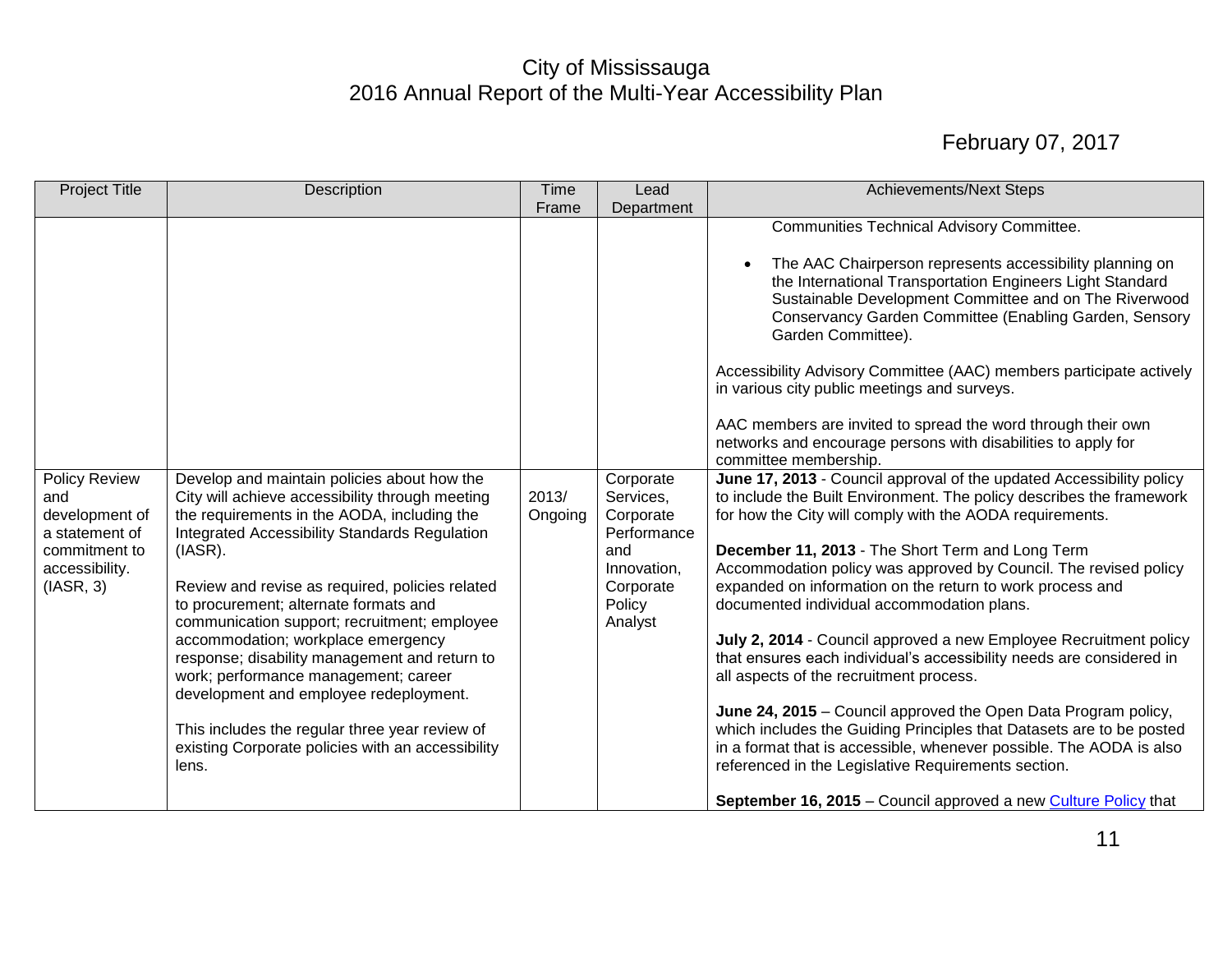# City of Mississauga
## 2016 Annual Report of the Multi-Year Accessibility Plan

February 07, 2017

| Project Title | Description | Time Frame | Lead Department | Achievements/Next Steps |
|---|---|---|---|---|
| | | | | Communities Technical Advisory Committee.<br><br>• The AAC Chairperson represents accessibility planning on the International Transportation Engineers Light Standard Sustainable Development Committee and on The Riverwood Conservancy Garden Committee (Enabling Garden, Sensory Garden Committee).<br><br>Accessibility Advisory Committee (AAC) members participate actively in various city public meetings and surveys.<br><br>AAC members are invited to spread the word through their own networks and encourage persons with disabilities to apply for committee membership. |
| Policy Review and development of a statement of commitment to accessibility. (IASR, 3) | Develop and maintain policies about how the City will achieve accessibility through meeting the requirements in the AODA, including the Integrated Accessibility Standards Regulation (IASR).<br><br>Review and revise as required, policies related to procurement; alternate formats and communication support; recruitment; employee accommodation; workplace emergency response; disability management and return to work; performance management; career development and employee redeployment.<br><br>This includes the regular three year review of existing Corporate policies with an accessibility lens. | 2013/ Ongoing | Corporate Services, Corporate Performance and Innovation, Corporate Policy Analyst | **June 17, 2013** - Council approval of the updated Accessibility policy to include the Built Environment. The policy describes the framework for how the City will comply with the AODA requirements.<br><br>**December 11, 2013** - The Short Term and Long Term Accommodation policy was approved by Council. The revised policy expanded on information on the return to work process and documented individual accommodation plans.<br><br>**July 2, 2014** - Council approved a new Employee Recruitment policy that ensures each individual's accessibility needs are considered in all aspects of the recruitment process.<br><br>**June 24, 2015** – Council approved the Open Data Program policy, which includes the Guiding Principles that Datasets are to be posted in a format that is accessible, whenever possible. The AODA is also referenced in the Legislative Requirements section.<br><br>**September 16, 2015** – Council approved a new Culture Policy that |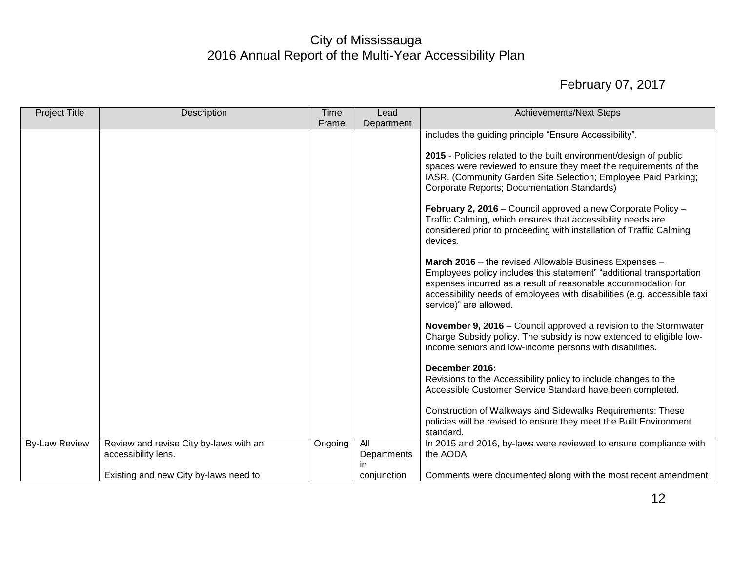# City of Mississauga
## 2016 Annual Report of the Multi-Year Accessibility Plan

February 07, 2017

| Project Title | Description | Time Frame | Lead Department | Achievements/Next Steps |
|---|---|---|---|---|
| | | | | includes the guiding principle "Ensure Accessibility".<br><br>**2015** - Policies related to the built environment/design of public spaces were reviewed to ensure they meet the requirements of the IASR. (Community Garden Site Selection; Employee Paid Parking; Corporate Reports; Documentation Standards)<br><br>**February 2, 2016** – Council approved a new Corporate Policy – Traffic Calming, which ensures that accessibility needs are considered prior to proceeding with installation of Traffic Calming devices.<br><br>**March 2016** – the revised Allowable Business Expenses – Employees policy includes this statement" "additional transportation expenses incurred as a result of reasonable accommodation for accessibility needs of employees with disabilities (e.g. accessible taxi service)" are allowed.<br><br>**November 9, 2016** – Council approved a revision to the Stormwater Charge Subsidy policy. The subsidy is now extended to eligible low-income seniors and low-income persons with disabilities.<br><br>**December 2016:**<br>Revisions to the Accessibility policy to include changes to the Accessible Customer Service Standard have been completed.<br><br>Construction of Walkways and Sidewalks Requirements: These policies will be revised to ensure they meet the Built Environment standard. |
| By-Law Review | Review and revise City by-laws with an accessibility lens.<br><br>Existing and new City by-laws need to | Ongoing | All Departments in conjunction | In 2015 and 2016, by-laws were reviewed to ensure compliance with the AODA.<br><br>Comments were documented along with the most recent amendment |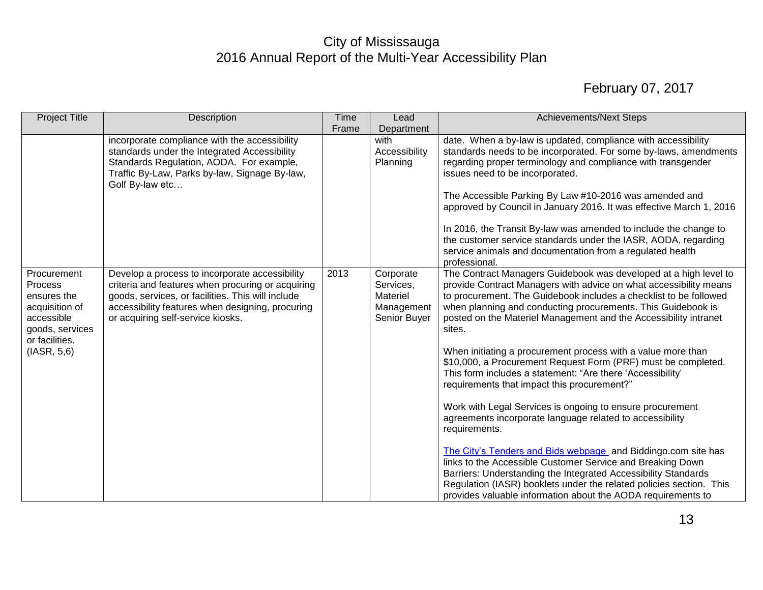# City of Mississauga
## 2016 Annual Report of the Multi-Year Accessibility Plan

February 07, 2017

| Project Title | Description | Time Frame | Lead Department | Achievements/Next Steps |
|---|---|---|---|---|
| | incorporate compliance with the accessibility standards under the Integrated Accessibility Standards Regulation, AODA. For example, Traffic By-Law, Parks by-law, Signage By-law, Golf By-law etc… | | with Accessibility Planning | date. When a by-law is updated, compliance with accessibility standards needs to be incorporated. For some by-laws, amendments regarding proper terminology and compliance with transgender issues need to be incorporated.<br><br>The Accessible Parking By Law #10-2016 was amended and approved by Council in January 2016. It was effective March 1, 2016<br><br>In 2016, the Transit By-law was amended to include the change to the customer service standards under the IASR, AODA, regarding service animals and documentation from a regulated health professional. |
| Procurement Process ensures the acquisition of accessible goods, services or facilities. (IASR, 5,6) | Develop a process to incorporate accessibility criteria and features when procuring or acquiring goods, services, or facilities. This will include accessibility features when designing, procuring or acquiring self-service kiosks. | 2013 | Corporate Services, Materiel Management Senior Buyer | The Contract Managers Guidebook was developed at a high level to provide Contract Managers with advice on what accessibility means to procurement. The Guidebook includes a checklist to be followed when planning and conducting procurements. This Guidebook is posted on the Materiel Management and the Accessibility intranet sites.<br><br>When initiating a procurement process with a value more than $10,000, a Procurement Request Form (PRF) must be completed. This form includes a statement: "Are there 'Accessibility' requirements that impact this procurement?"<br><br>Work with Legal Services is ongoing to ensure procurement agreements incorporate language related to accessibility requirements.<br><br>The City's Tenders and Bids webpage and Biddingo.com site has links to the Accessible Customer Service and Breaking Down Barriers: Understanding the Integrated Accessibility Standards Regulation (IASR) booklets under the related policies section. This provides valuable information about the AODA requirements to |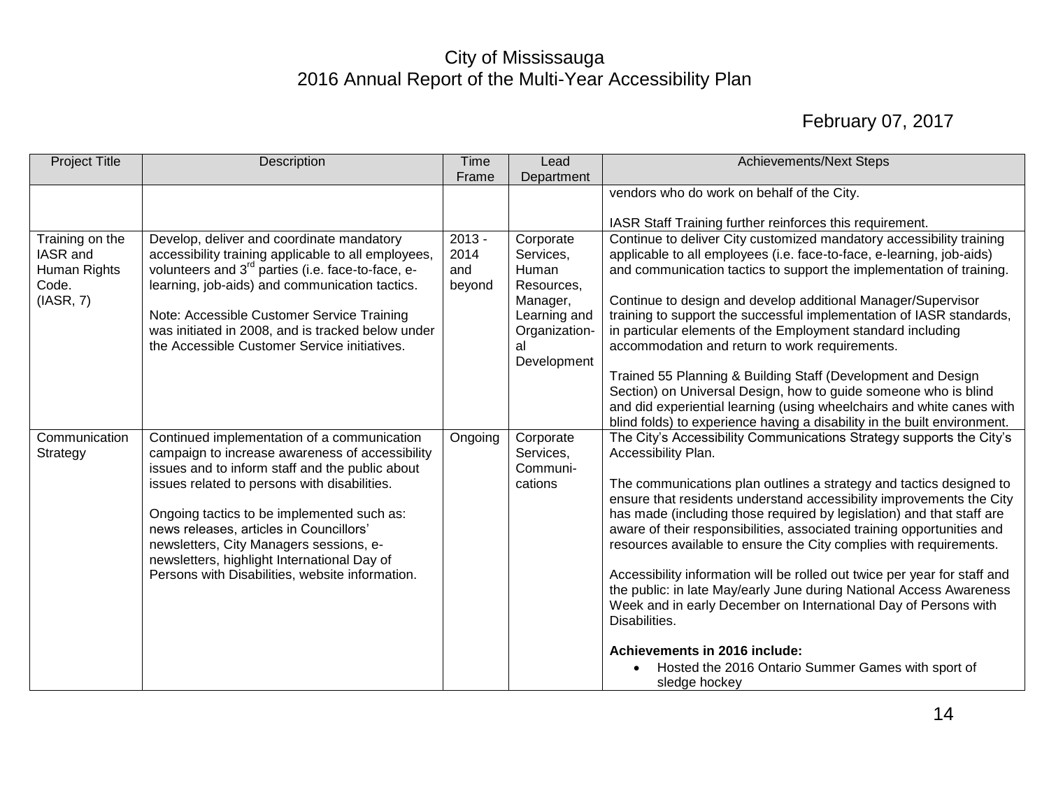# City of Mississauga
# 2016 Annual Report of the Multi-Year Accessibility Plan

February 07, 2017

| Project Title | Description | Time Frame | Lead Department | Achievements/Next Steps |
|---|---|---|---|---|
| | | | | vendors who do work on behalf of the City.<br><br>IASR Staff Training further reinforces this requirement. |
| Training on the IASR and Human Rights Code. (IASR, 7) | Develop, deliver and coordinate mandatory accessibility training applicable to all employees, volunteers and 3rd parties (i.e. face-to-face, e-learning, job-aids) and communication tactics.<br><br>Note: Accessible Customer Service Training was initiated in 2008, and is tracked below under the Accessible Customer Service initiatives. | 2013 - 2014 and beyond | Corporate Services, Human Resources, Manager, Learning and Organization-al Development | Continue to deliver City customized mandatory accessibility training applicable to all employees (i.e. face-to-face, e-learning, job-aids) and communication tactics to support the implementation of training.<br><br>Continue to design and develop additional Manager/Supervisor training to support the successful implementation of IASR standards, in particular elements of the Employment standard including accommodation and return to work requirements.<br><br>Trained 55 Planning & Building Staff (Development and Design Section) on Universal Design, how to guide someone who is blind and did experiential learning (using wheelchairs and white canes with blind folds) to experience having a disability in the built environment. |
| Communication Strategy | Continued implementation of a communication campaign to increase awareness of accessibility issues and to inform staff and the public about issues related to persons with disabilities.<br><br>Ongoing tactics to be implemented such as: news releases, articles in Councillors' newsletters, City Managers sessions, e-newsletters, highlight International Day of Persons with Disabilities, website information. | Ongoing | Corporate Services, Communi-cations | The City's Accessibility Communications Strategy supports the City's Accessibility Plan.<br><br>The communications plan outlines a strategy and tactics designed to ensure that residents understand accessibility improvements the City has made (including those required by legislation) and that staff are aware of their responsibilities, associated training opportunities and resources available to ensure the City complies with requirements.<br><br>Accessibility information will be rolled out twice per year for staff and the public: in late May/early June during National Access Awareness Week and in early December on International Day of Persons with Disabilities.<br><br>**Achievements in 2016 include:**<br>• Hosted the 2016 Ontario Summer Games with sport of sledge hockey |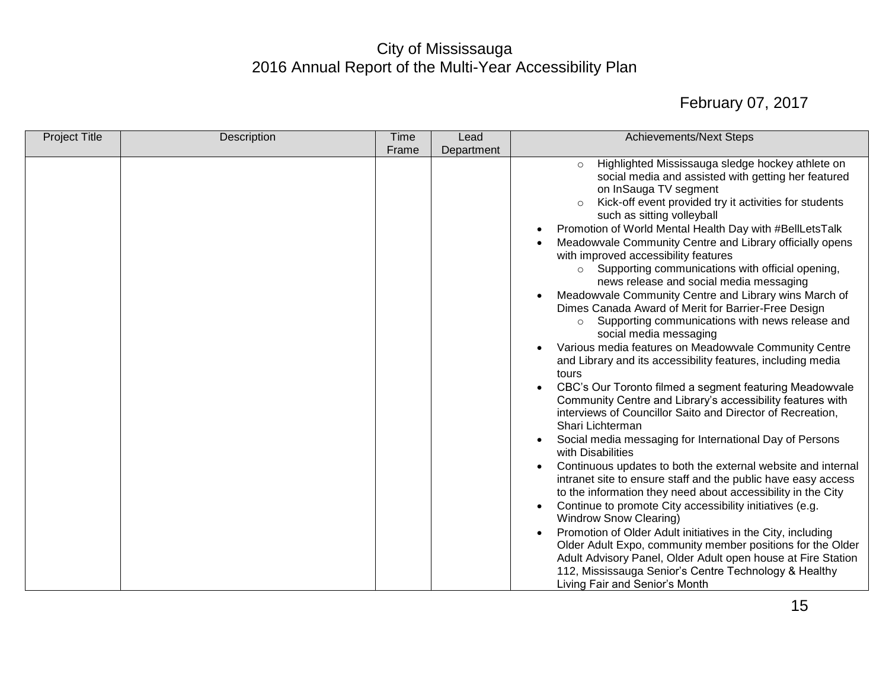City of Mississauga
2016 Annual Report of the Multi-Year Accessibility Plan

February 07, 2017

| Project Title | Description | Time Frame | Lead Department | Achievements/Next Steps |
|---|---|---|---|---|
| | | | | ◦ Highlighted Mississauga sledge hockey athlete on social media and assisted with getting her featured on InSauga TV segment<br>◦ Kick-off event provided try it activities for students such as sitting volleyball<br>• Promotion of World Mental Health Day with #BellLetsTalk<br>• Meadowvale Community Centre and Library officially opens with improved accessibility features<br>◦ Supporting communications with official opening, news release and social media messaging<br>• Meadowvale Community Centre and Library wins March of Dimes Canada Award of Merit for Barrier-Free Design<br>◦ Supporting communications with news release and social media messaging<br>• Various media features on Meadowvale Community Centre and Library and its accessibility features, including media tours<br>• CBC's Our Toronto filmed a segment featuring Meadowvale Community Centre and Library's accessibility features with interviews of Councillor Saito and Director of Recreation, Shari Lichterman<br>• Social media messaging for International Day of Persons with Disabilities<br>• Continuous updates to both the external website and internal intranet site to ensure staff and the public have easy access to the information they need about accessibility in the City<br>• Continue to promote City accessibility initiatives (e.g. Windrow Snow Clearing)<br>• Promotion of Older Adult initiatives in the City, including Older Adult Expo, community member positions for the Older Adult Advisory Panel, Older Adult open house at Fire Station 112, Mississauga Senior's Centre Technology & Healthy Living Fair and Senior's Month |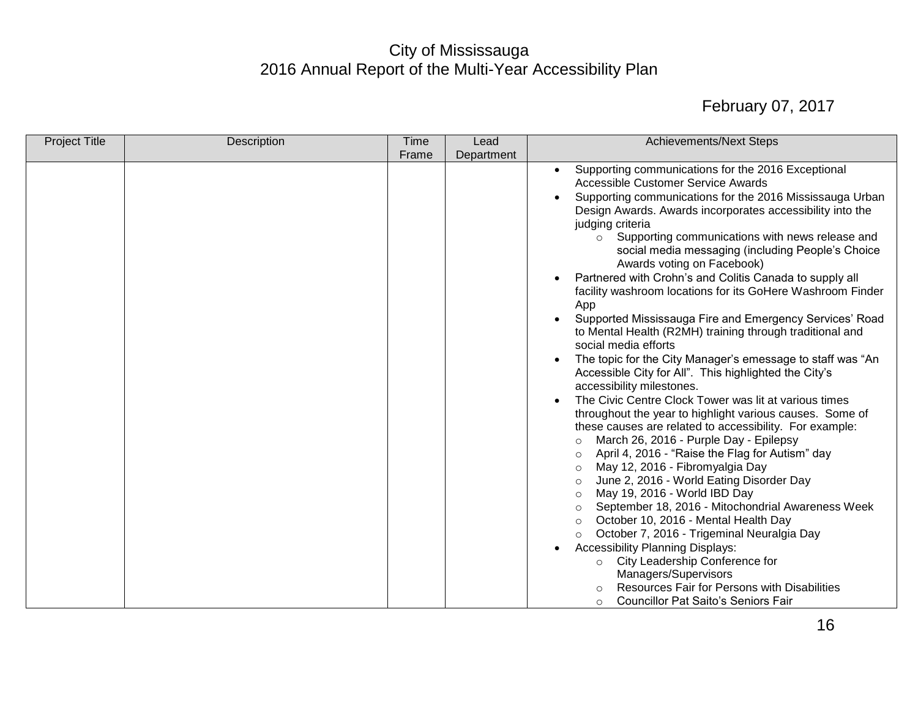City of Mississauga
2016 Annual Report of the Multi-Year Accessibility Plan

February 07, 2017

| Project Title | Description | Time Frame | Lead Department | Achievements/Next Steps |
|---|---|---|---|---|
| | | | | • Supporting communications for the 2016 Exceptional Accessible Customer Service Awards<br>• Supporting communications for the 2016 Mississauga Urban Design Awards. Awards incorporates accessibility into the judging criteria<br>  ○ Supporting communications with news release and social media messaging (including People's Choice Awards voting on Facebook)<br>• Partnered with Crohn's and Colitis Canada to supply all facility washroom locations for its GoHere Washroom Finder App<br>• Supported Mississauga Fire and Emergency Services' Road to Mental Health (R2MH) training through traditional and social media efforts<br>• The topic for the City Manager's emessage to staff was "An Accessible City for All". This highlighted the City's accessibility milestones.<br>• The Civic Centre Clock Tower was lit at various times throughout the year to highlight various causes. Some of these causes are related to accessibility. For example:<br>  ○ March 26, 2016 - Purple Day - Epilepsy<br>  ○ April 4, 2016 - "Raise the Flag for Autism" day<br>  ○ May 12, 2016 - Fibromyalgia Day<br>  ○ June 2, 2016 - World Eating Disorder Day<br>  ○ May 19, 2016 - World IBD Day<br>  ○ September 18, 2016 - Mitochondrial Awareness Week<br>  ○ October 10, 2016 - Mental Health Day<br>  ○ October 7, 2016 - Trigeminal Neuralgia Day<br>• Accessibility Planning Displays:<br>  ○ City Leadership Conference for Managers/Supervisors<br>  ○ Resources Fair for Persons with Disabilities<br>  ○ Councillor Pat Saito's Seniors Fair |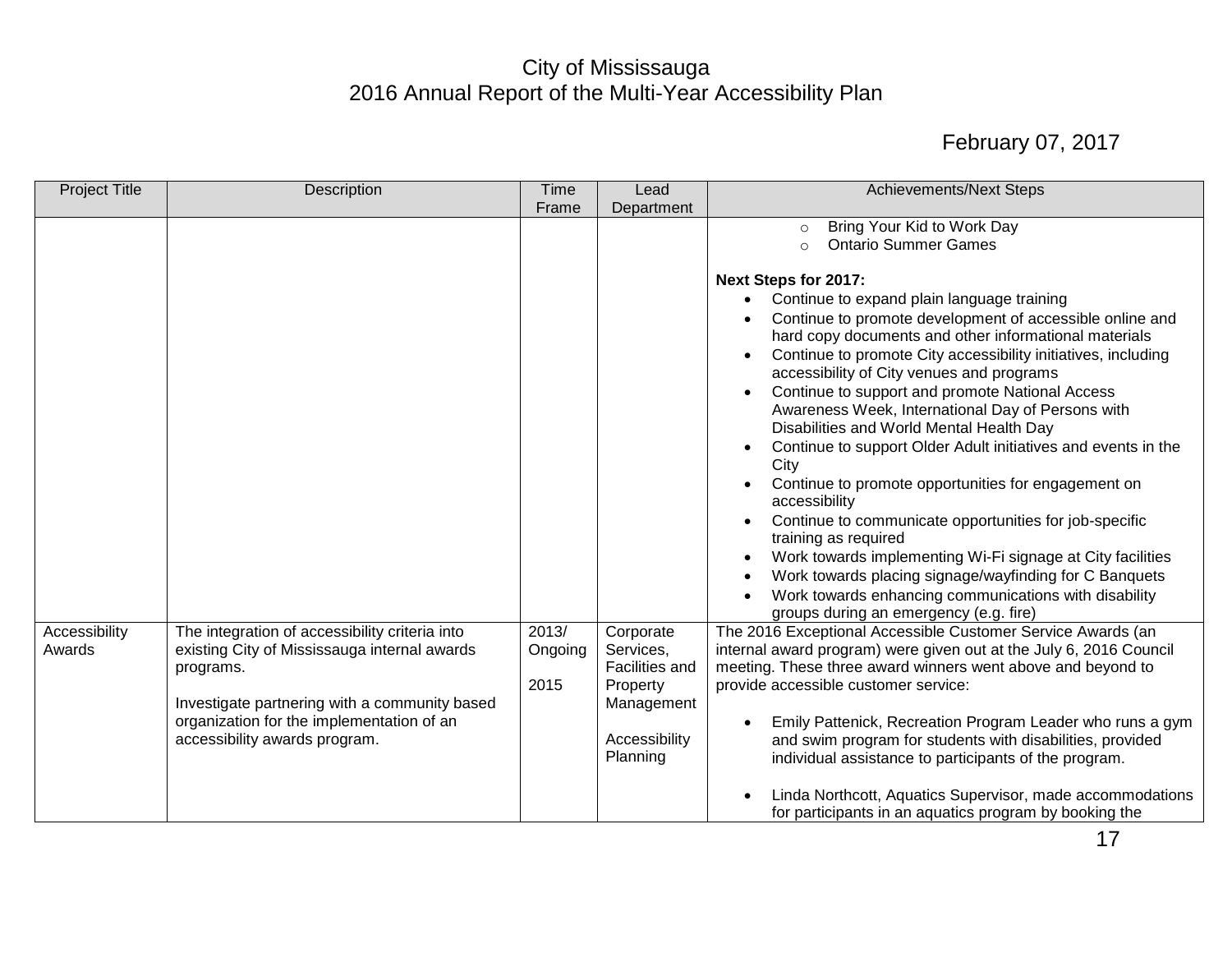City of Mississauga
2016 Annual Report of the Multi-Year Accessibility Plan

February 07, 2017

| Project Title | Description | Time Frame | Lead Department | Achievements/Next Steps |
|---|---|---|---|---|
| | | | | ○ Bring Your Kid to Work Day<br>○ Ontario Summer Games<br><br>**Next Steps for 2017:**<br>• Continue to expand plain language training<br>• Continue to promote development of accessible online and hard copy documents and other informational materials<br>• Continue to promote City accessibility initiatives, including accessibility of City venues and programs<br>• Continue to support and promote National Access Awareness Week, International Day of Persons with Disabilities and World Mental Health Day<br>• Continue to support Older Adult initiatives and events in the City<br>• Continue to promote opportunities for engagement on accessibility<br>• Continue to communicate opportunities for job-specific training as required<br>• Work towards implementing Wi-Fi signage at City facilities<br>• Work towards placing signage/wayfinding for C Banquets<br>• Work towards enhancing communications with disability groups during an emergency (e.g. fire) |
| Accessibility Awards | The integration of accessibility criteria into existing City of Mississauga internal awards programs.<br><br>Investigate partnering with a community based organization for the implementation of an accessibility awards program. | 2013/ Ongoing<br><br>2015 | Corporate Services, Facilities and Property Management<br><br>Accessibility Planning | The 2016 Exceptional Accessible Customer Service Awards (an internal award program) were given out at the July 6, 2016 Council meeting. These three award winners went above and beyond to provide accessible customer service:<br><br>• Emily Pattenick, Recreation Program Leader who runs a gym and swim program for students with disabilities, provided individual assistance to participants of the program.<br><br>• Linda Northcott, Aquatics Supervisor, made accommodations for participants in an aquatics program by booking the |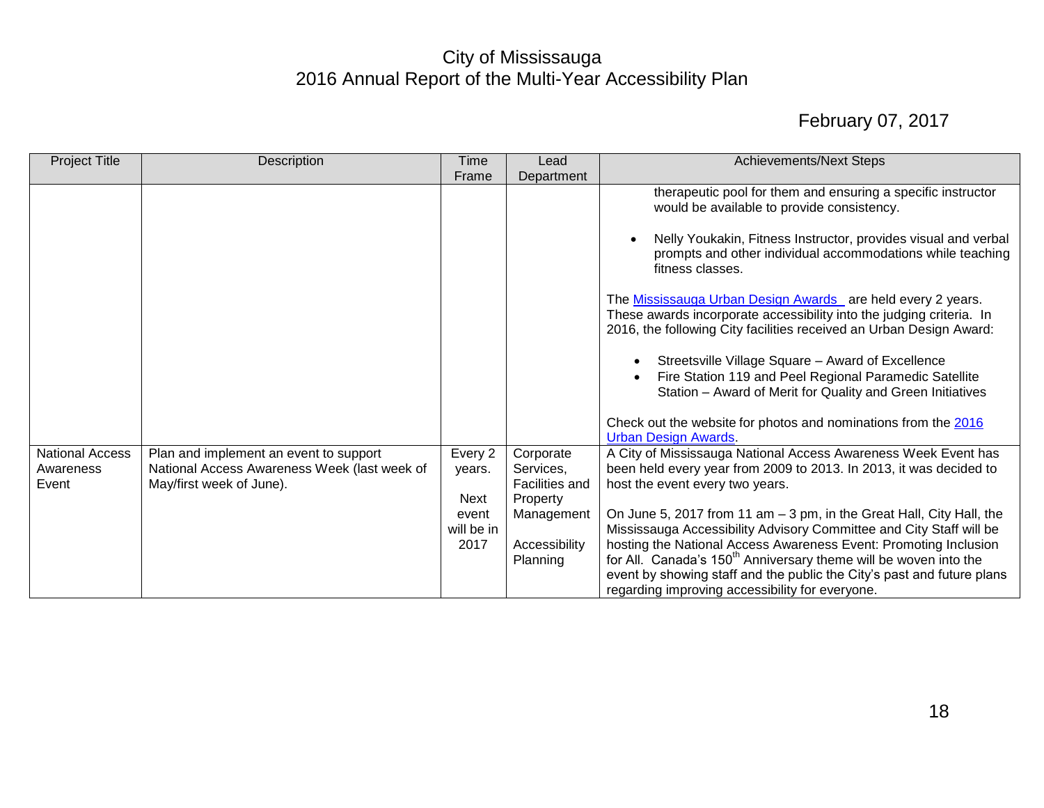# City of Mississauga
# 2016 Annual Report of the Multi-Year Accessibility Plan

February 07, 2017

| Project Title | Description | Time Frame | Lead Department | Achievements/Next Steps |
|---|---|---|---|---|
| | | | | therapeutic pool for them and ensuring a specific instructor would be available to provide consistency.<br><br>• Nelly Youkakin, Fitness Instructor, provides visual and verbal prompts and other individual accommodations while teaching fitness classes.<br><br>The [Mississauga Urban Design Awards](#) are held every 2 years. These awards incorporate accessibility into the judging criteria. In 2016, the following City facilities received an Urban Design Award:<br><br>• Streetsville Village Square – Award of Excellence<br>• Fire Station 119 and Peel Regional Paramedic Satellite Station – Award of Merit for Quality and Green Initiatives<br><br>Check out the website for photos and nominations from the [2016 Urban Design Awards](#). |
| National Access Awareness Event | Plan and implement an event to support National Access Awareness Week (last week of May/first week of June). | Every 2 years.<br><br>Next event will be in 2017 | Corporate Services, Facilities and Property Management<br><br>Accessibility Planning | A City of Mississauga National Access Awareness Week Event has been held every year from 2009 to 2013. In 2013, it was decided to host the event every two years.<br><br>On June 5, 2017 from 11 am – 3 pm, in the Great Hall, City Hall, the Mississauga Accessibility Advisory Committee and City Staff will be hosting the National Access Awareness Event: Promoting Inclusion for All. Canada's 150$^{th}$ Anniversary theme will be woven into the event by showing staff and the public the City's past and future plans regarding improving accessibility for everyone. |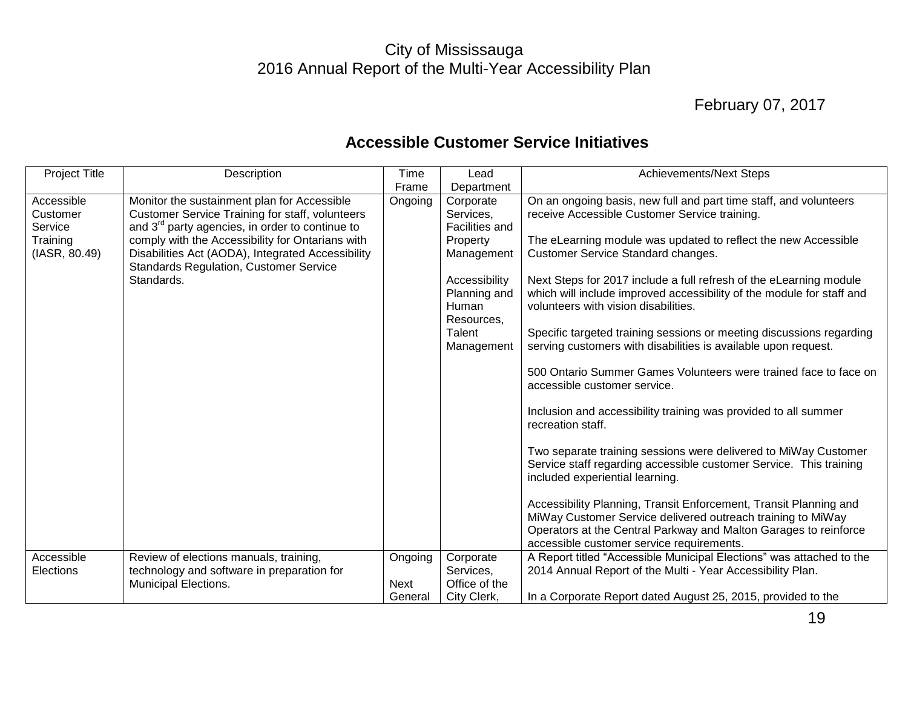# City of Mississauga
# 2016 Annual Report of the Multi-Year Accessibility Plan

February 07, 2017

## Accessible Customer Service Initiatives

| Project Title | Description | Time Frame | Lead Department | Achievements/Next Steps |
|---|---|---|---|---|
| Accessible Customer Service Training (IASR, 80.49) | Monitor the sustainment plan for Accessible Customer Service Training for staff, volunteers and 3rd party agencies, in order to continue to comply with the Accessibility for Ontarians with Disabilities Act (AODA), Integrated Accessibility Standards Regulation, Customer Service Standards. | Ongoing | Corporate Services, Facilities and Property Management<br><br>Accessibility Planning and Human Resources, Talent Management | On an ongoing basis, new full and part time staff, and volunteers receive Accessible Customer Service training.<br><br>The eLearning module was updated to reflect the new Accessible Customer Service Standard changes.<br><br>Next Steps for 2017 include a full refresh of the eLearning module which will include improved accessibility of the module for staff and volunteers with vision disabilities.<br><br>Specific targeted training sessions or meeting discussions regarding serving customers with disabilities is available upon request.<br><br>500 Ontario Summer Games Volunteers were trained face to face on accessible customer service.<br><br>Inclusion and accessibility training was provided to all summer recreation staff.<br><br>Two separate training sessions were delivered to MiWay Customer Service staff regarding accessible customer Service. This training included experiential learning.<br><br>Accessibility Planning, Transit Enforcement, Transit Planning and MiWay Customer Service delivered outreach training to MiWay Operators at the Central Parkway and Malton Garages to reinforce accessible customer service requirements. |
| Accessible Elections | Review of elections manuals, training, technology and software in preparation for Municipal Elections. | Ongoing<br><br>Next General | Corporate Services, Office of the City Clerk, | A Report titled "Accessible Municipal Elections" was attached to the 2014 Annual Report of the Multi - Year Accessibility Plan.<br><br>In a Corporate Report dated August 25, 2015, provided to the |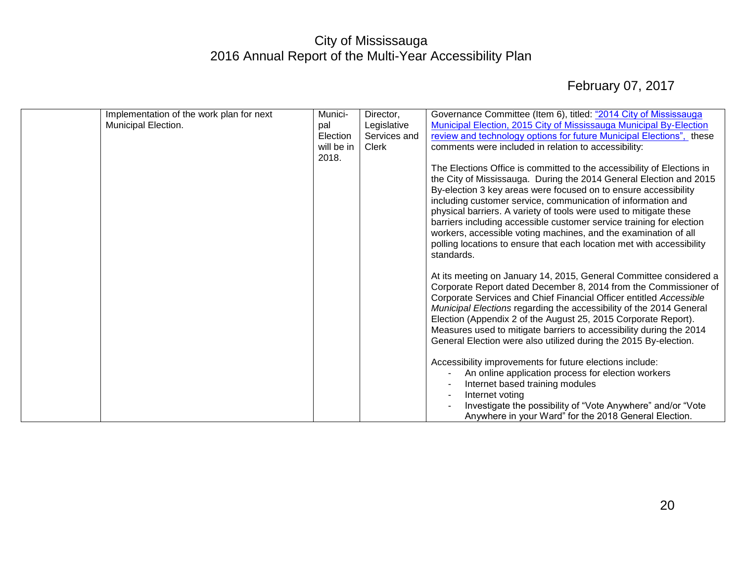| | Implementation of the work plan for next Municipal Election. | Municipal Election will be in 2018. | Director, Legislative Services and Clerk | Governance Committee (Item 6), titled: "2014 City of Mississauga Municipal Election, 2015 City of Mississauga Municipal By-Election review and technology options for future Municipal Elections", these comments were included in relation to accessibility:<br><br>The Elections Office is committed to the accessibility of Elections in the City of Mississauga. During the 2014 General Election and 2015 By-election 3 key areas were focused on to ensure accessibility including customer service, communication of information and physical barriers. A variety of tools were used to mitigate these barriers including accessible customer service training for election workers, accessible voting machines, and the examination of all polling locations to ensure that each location met with accessibility standards.<br><br>At its meeting on January 14, 2015, General Committee considered a Corporate Report dated December 8, 2014 from the Commissioner of Corporate Services and Chief Financial Officer entitled *Accessible Municipal Elections* regarding the accessibility of the 2014 General Election (Appendix 2 of the August 25, 2015 Corporate Report). Measures used to mitigate barriers to accessibility during the 2014 General Election were also utilized during the 2015 By-election.<br><br>Accessibility improvements for future elections include:<br>- An online application process for election workers<br>- Internet based training modules<br>- Internet voting<br>- Investigate the possibility of "Vote Anywhere" and/or "Vote Anywhere in your Ward" for the 2018 General Election. |
|---|---|---|---|---|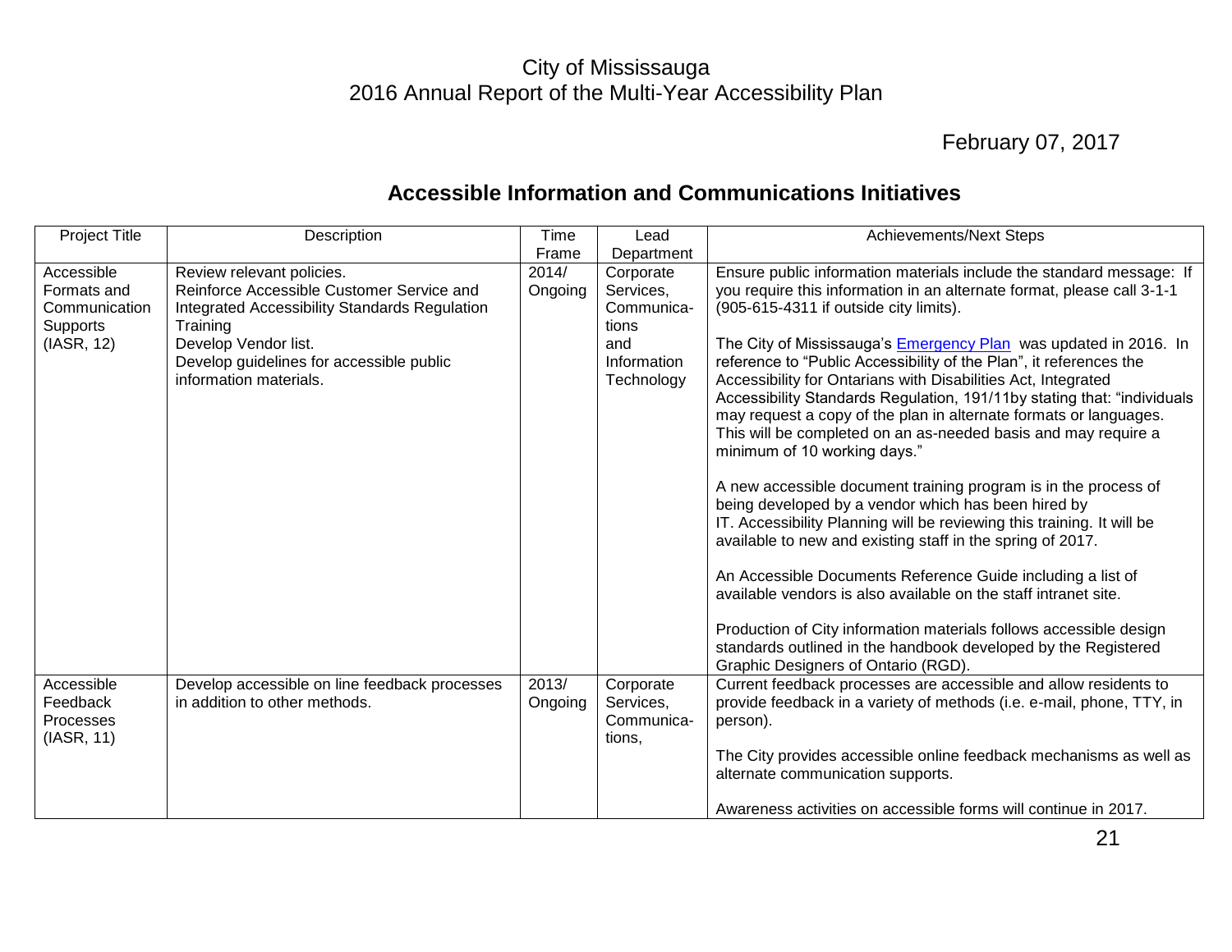City of Mississauga
2016 Annual Report of the Multi-Year Accessibility Plan

February 07, 2017

## Accessible Information and Communications Initiatives

| Project Title | Description | Time Frame | Lead Department | Achievements/Next Steps |
|---|---|---|---|---|
| Accessible Formats and Communication Supports (IASR, 12) | Review relevant policies.<br>Reinforce Accessible Customer Service and Integrated Accessibility Standards Regulation Training<br>Develop Vendor list.<br>Develop guidelines for accessible public information materials. | 2014/ Ongoing | Corporate Services, Communications and Information Technology | Ensure public information materials include the standard message: If you require this information in an alternate format, please call 3-1-1 (905-615-4311 if outside city limits).<br><br>The City of Mississauga's Emergency Plan was updated in 2016. In reference to "Public Accessibility of the Plan", it references the Accessibility for Ontarians with Disabilities Act, Integrated Accessibility Standards Regulation, 191/11by stating that: "individuals may request a copy of the plan in alternate formats or languages. This will be completed on an as-needed basis and may require a minimum of 10 working days."<br><br>A new accessible document training program is in the process of being developed by a vendor which has been hired by IT. Accessibility Planning will be reviewing this training. It will be available to new and existing staff in the spring of 2017.<br><br>An Accessible Documents Reference Guide including a list of available vendors is also available on the staff intranet site.<br><br>Production of City information materials follows accessible design standards outlined in the handbook developed by the Registered Graphic Designers of Ontario (RGD). |
| Accessible Feedback Processes (IASR, 11) | Develop accessible on line feedback processes in addition to other methods. | 2013/ Ongoing | Corporate Services, Communications, | Current feedback processes are accessible and allow residents to provide feedback in a variety of methods (i.e. e-mail, phone, TTY, in person).<br><br>The City provides accessible online feedback mechanisms as well as alternate communication supports.<br><br>Awareness activities on accessible forms will continue in 2017. |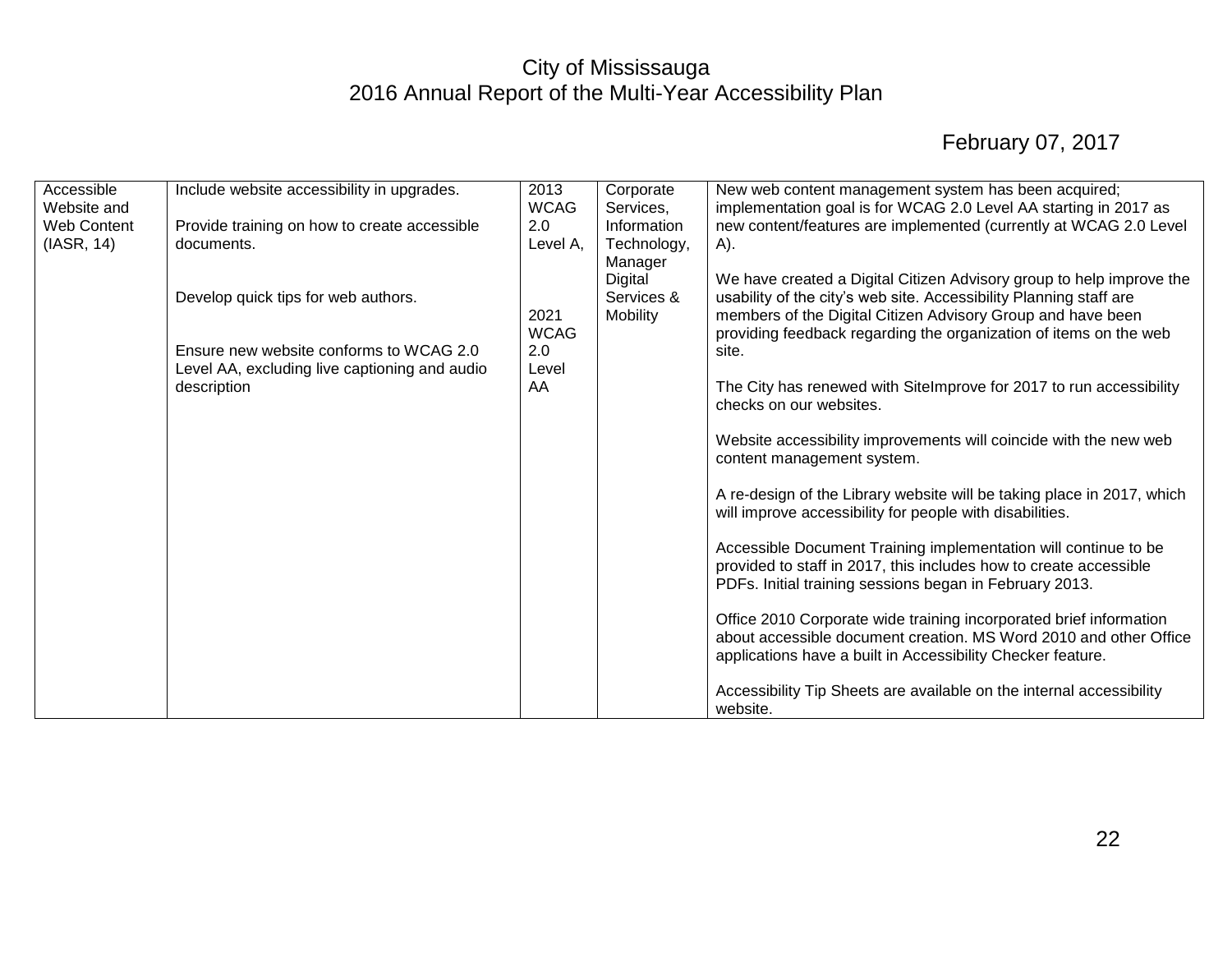# City of Mississauga
# 2016 Annual Report of the Multi-Year Accessibility Plan

February 07, 2017

| | | | | |
|---|---|---|---|---|
| Accessible Website and Web Content (IASR, 14) | Include website accessibility in upgrades.<br><br>Provide training on how to create accessible documents.<br><br>Develop quick tips for web authors.<br><br>Ensure new website conforms to WCAG 2.0 Level AA, excluding live captioning and audio description | 2013 WCAG 2.0 Level A,<br><br>2021 WCAG 2.0 Level AA | Corporate Services, Information Technology, Manager Digital Services & Mobility | New web content management system has been acquired; implementation goal is for WCAG 2.0 Level AA starting in 2017 as new content/features are implemented (currently at WCAG 2.0 Level A).<br><br>We have created a Digital Citizen Advisory group to help improve the usability of the city's web site. Accessibility Planning staff are members of the Digital Citizen Advisory Group and have been providing feedback regarding the organization of items on the web site.<br><br>The City has renewed with SiteImprove for 2017 to run accessibility checks on our websites.<br><br>Website accessibility improvements will coincide with the new web content management system.<br><br>A re-design of the Library website will be taking place in 2017, which will improve accessibility for people with disabilities.<br><br>Accessible Document Training implementation will continue to be provided to staff in 2017, this includes how to create accessible PDFs. Initial training sessions began in February 2013.<br><br>Office 2010 Corporate wide training incorporated brief information about accessible document creation. MS Word 2010 and other Office applications have a built in Accessibility Checker feature.<br><br>Accessibility Tip Sheets are available on the internal accessibility website. |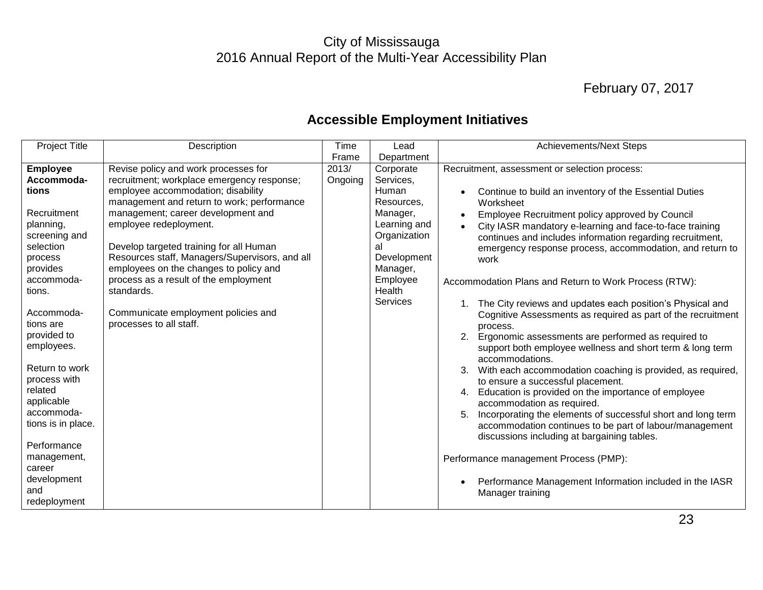City of Mississauga
2016 Annual Report of the Multi-Year Accessibility Plan

February 07, 2017

## Accessible Employment Initiatives

| Project Title | Description | Time Frame | Lead Department | Achievements/Next Steps |
|---|---|---|---|---|
| **Employee Accommodations**<br><br>Recruitment planning, screening and selection process provides accommodations.<br><br>Accommodations are provided to employees.<br><br>Return to work process with related applicable accommodations is in place.<br><br>Performance management, career development and redeployment | Revise policy and work processes for recruitment; workplace emergency response; employee accommodation; disability management and return to work; performance management; career development and employee redeployment.<br><br>Develop targeted training for all Human Resources staff, Managers/Supervisors, and all employees on the changes to policy and process as a result of the employment standards.<br><br>Communicate employment policies and processes to all staff. | 2013/ Ongoing | Corporate Services, Human Resources, Manager, Learning and Organizational Development Manager, Employee Health Services | Recruitment, assessment or selection process:<br><br>• Continue to build an inventory of the Essential Duties Worksheet<br>• Employee Recruitment policy approved by Council<br>• City IASR mandatory e-learning and face-to-face training continues and includes information regarding recruitment, emergency response process, accommodation, and return to work<br><br>Accommodation Plans and Return to Work Process (RTW):<br><br>1. The City reviews and updates each position's Physical and Cognitive Assessments as required as part of the recruitment process.<br>2. Ergonomic assessments are performed as required to support both employee wellness and short term & long term accommodations.<br>3. With each accommodation coaching is provided, as required, to ensure a successful placement.<br>4. Education is provided on the importance of employee accommodation as required.<br>5. Incorporating the elements of successful short and long term accommodation continues to be part of labour/management discussions including at bargaining tables.<br><br>Performance management Process (PMP):<br><br>• Performance Management Information included in the IASR Manager training |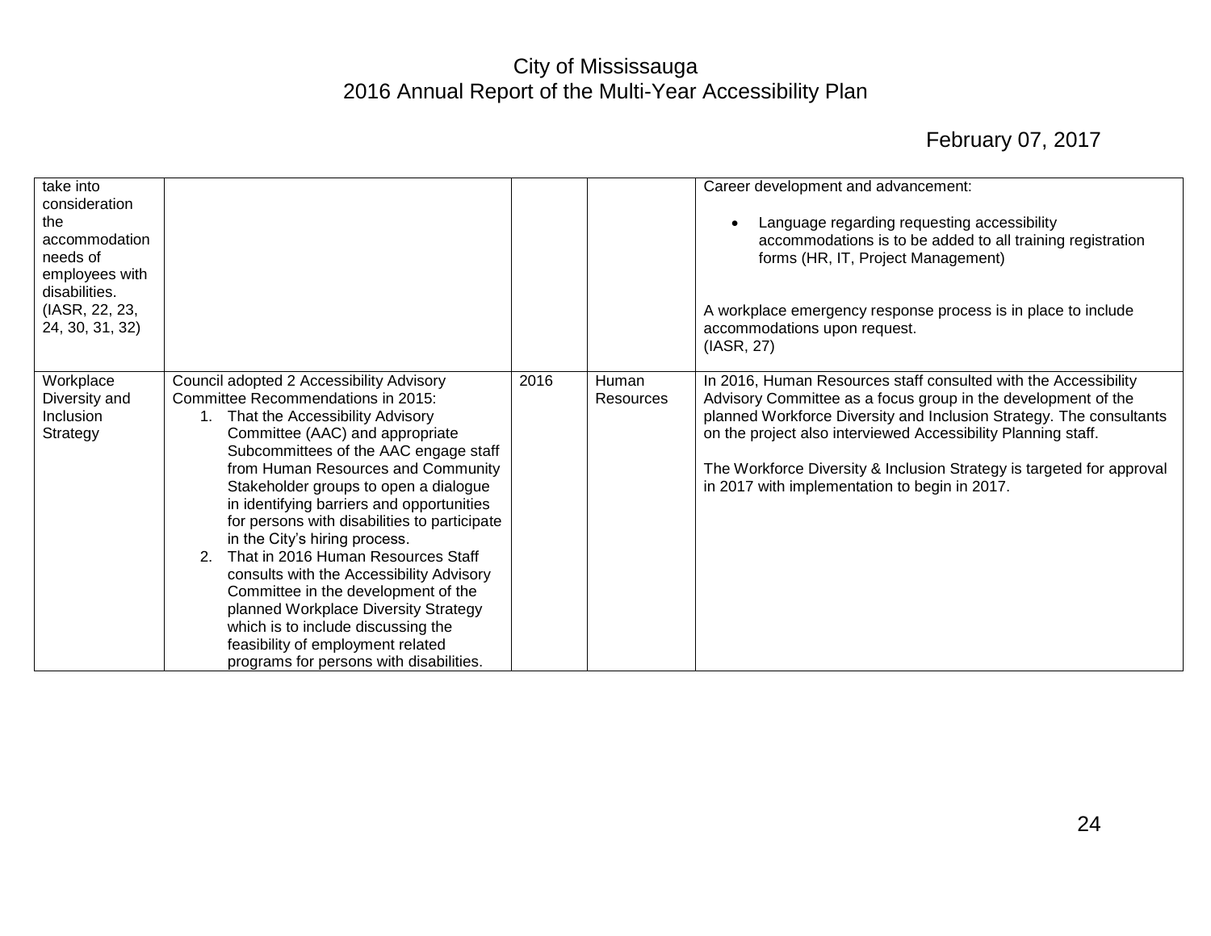| | | | | |
|---|---|---|---|---|
| take into consideration the accommodation needs of employees with disabilities. (IASR, 22, 23, 24, 30, 31, 32) | | | | Career development and advancement:<br><br>• Language regarding requesting accessibility accommodations is to be added to all training registration forms (HR, IT, Project Management)<br><br>A workplace emergency response process is in place to include accommodations upon request. (IASR, 27) |
| Workplace Diversity and Inclusion Strategy | Council adopted 2 Accessibility Advisory Committee Recommendations in 2015:<br>1. That the Accessibility Advisory Committee (AAC) and appropriate Subcommittees of the AAC engage staff from Human Resources and Community Stakeholder groups to open a dialogue in identifying barriers and opportunities for persons with disabilities to participate in the City's hiring process.<br>2. That in 2016 Human Resources Staff consults with the Accessibility Advisory Committee in the development of the planned Workplace Diversity Strategy which is to include discussing the feasibility of employment related programs for persons with disabilities. | 2016 | Human Resources | In 2016, Human Resources staff consulted with the Accessibility Advisory Committee as a focus group in the development of the planned Workforce Diversity and Inclusion Strategy. The consultants on the project also interviewed Accessibility Planning staff.<br><br>The Workforce Diversity & Inclusion Strategy is targeted for approval in 2017 with implementation to begin in 2017. |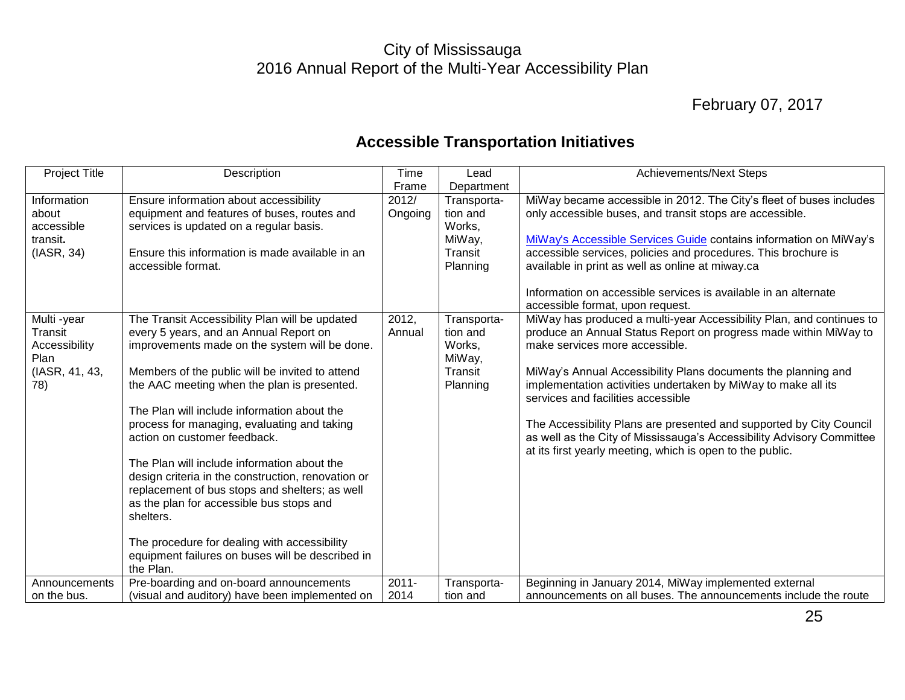City of Mississauga
2016 Annual Report of the Multi-Year Accessibility Plan

February 07, 2017

## Accessible Transportation Initiatives

| Project Title | Description | Time Frame | Lead Department | Achievements/Next Steps |
|---|---|---|---|---|
| Information about accessible transit. (IASR, 34) | Ensure information about accessibility equipment and features of buses, routes and services is updated on a regular basis.<br><br>Ensure this information is made available in an accessible format. | 2012/ Ongoing | Transportation and Works, MiWay, Transit Planning | MiWay became accessible in 2012. The City's fleet of buses includes only accessible buses, and transit stops are accessible.<br><br>MiWay's Accessible Services Guide contains information on MiWay's accessible services, policies and procedures. This brochure is available in print as well as online at miway.ca<br><br>Information on accessible services is available in an alternate accessible format, upon request. |
| Multi -year Transit Accessibility Plan (IASR, 41, 43, 78) | The Transit Accessibility Plan will be updated every 5 years, and an Annual Report on improvements made on the system will be done.<br><br>Members of the public will be invited to attend the AAC meeting when the plan is presented.<br><br>The Plan will include information about the process for managing, evaluating and taking action on customer feedback.<br><br>The Plan will include information about the design criteria in the construction, renovation or replacement of bus stops and shelters; as well as the plan for accessible bus stops and shelters.<br><br>The procedure for dealing with accessibility equipment failures on buses will be described in the Plan. | 2012, Annual | Transportation and Works, MiWay, Transit Planning | MiWay has produced a multi-year Accessibility Plan, and continues to produce an Annual Status Report on progress made within MiWay to make services more accessible.<br><br>MiWay's Annual Accessibility Plans documents the planning and implementation activities undertaken by MiWay to make all its services and facilities accessible<br><br>The Accessibility Plans are presented and supported by City Council as well as the City of Mississauga's Accessibility Advisory Committee at its first yearly meeting, which is open to the public. |
| Announcements on the bus. | Pre-boarding and on-board announcements (visual and auditory) have been implemented on | 2011-2014 | Transportation and | Beginning in January 2014, MiWay implemented external announcements on all buses. The announcements include the route |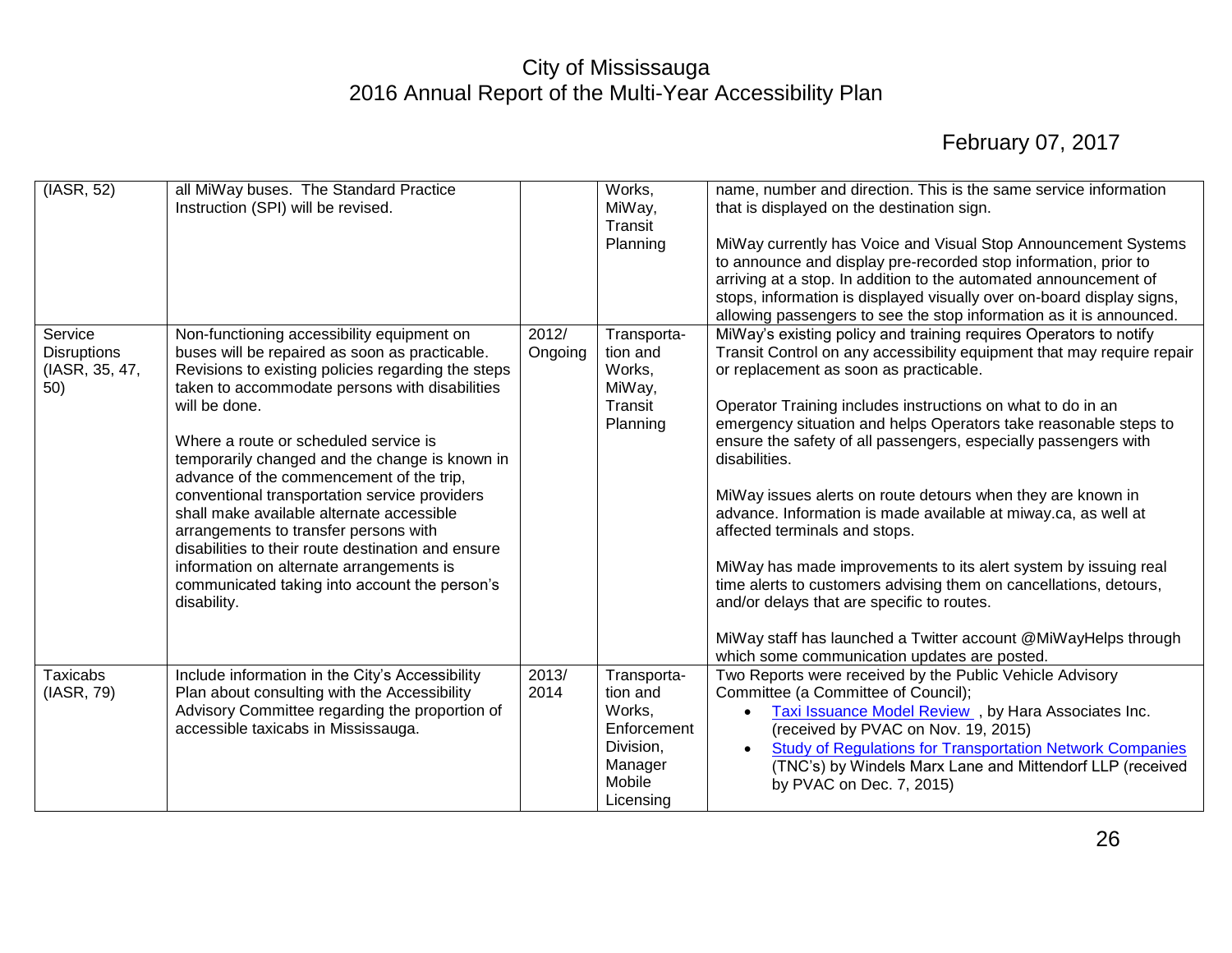| (IASR, 52) | all MiWay buses. The Standard Practice Instruction (SPI) will be revised. | | Works, MiWay, Transit Planning | name, number and direction. This is the same service information that is displayed on the destination sign.<br><br>MiWay currently has Voice and Visual Stop Announcement Systems to announce and display pre-recorded stop information, prior to arriving at a stop. In addition to the automated announcement of stops, information is displayed visually over on-board display signs, allowing passengers to see the stop information as it is announced. |
|---|---|---|---|---|
| Service Disruptions (IASR, 35, 47, 50) | Non-functioning accessibility equipment on buses will be repaired as soon as practicable. Revisions to existing policies regarding the steps taken to accommodate persons with disabilities will be done.<br><br>Where a route or scheduled service is temporarily changed and the change is known in advance of the commencement of the trip, conventional transportation service providers shall make available alternate accessible arrangements to transfer persons with disabilities to their route destination and ensure information on alternate arrangements is communicated taking into account the person's disability. | 2012/ Ongoing | Transportation and Works, MiWay, Transit Planning | MiWay's existing policy and training requires Operators to notify Transit Control on any accessibility equipment that may require repair or replacement as soon as practicable.<br><br>Operator Training includes instructions on what to do in an emergency situation and helps Operators take reasonable steps to ensure the safety of all passengers, especially passengers with disabilities.<br><br>MiWay issues alerts on route detours when they are known in advance. Information is made available at miway.ca, as well at affected terminals and stops.<br><br>MiWay has made improvements to its alert system by issuing real time alerts to customers advising them on cancellations, detours, and/or delays that are specific to routes.<br><br>MiWay staff has launched a Twitter account @MiWayHelps through which some communication updates are posted. |
| Taxicabs (IASR, 79) | Include information in the City's Accessibility Plan about consulting with the Accessibility Advisory Committee regarding the proportion of accessible taxicabs in Mississauga. | 2013/ 2014 | Transportation and Works, Enforcement Division, Manager Mobile Licensing | Two Reports were received by the Public Vehicle Advisory Committee (a Committee of Council);<br>• Taxi Issuance Model Review , by Hara Associates Inc. (received by PVAC on Nov. 19, 2015)<br>• Study of Regulations for Transportation Network Companies (TNC's) by Windels Marx Lane and Mittendorf LLP (received by PVAC on Dec. 7, 2015) |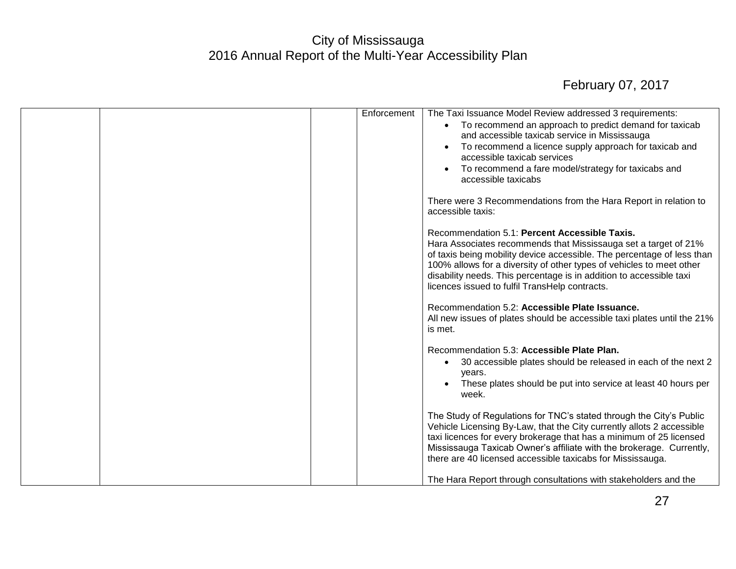|  |  |  | Enforcement | The Taxi Issuance Model Review addressed 3 requirements:<br>• To recommend an approach to predict demand for taxicab and accessible taxicab service in Mississauga<br>• To recommend a licence supply approach for taxicab and accessible taxicab services<br>• To recommend a fare model/strategy for taxicabs and accessible taxicabs<br><br>There were 3 Recommendations from the Hara Report in relation to accessible taxis:<br><br>Recommendation 5.1: **Percent Accessible Taxis.**<br>Hara Associates recommends that Mississauga set a target of 21% of taxis being mobility device accessible. The percentage of less than 100% allows for a diversity of other types of vehicles to meet other disability needs. This percentage is in addition to accessible taxi licences issued to fulfil TransHelp contracts.<br><br>Recommendation 5.2: **Accessible Plate Issuance.**<br>All new issues of plates should be accessible taxi plates until the 21% is met.<br><br>Recommendation 5.3: **Accessible Plate Plan.**<br>• 30 accessible plates should be released in each of the next 2 years.<br>• These plates should be put into service at least 40 hours per week.<br><br>The Study of Regulations for TNC's stated through the City's Public Vehicle Licensing By-Law, that the City currently allots 2 accessible taxi licences for every brokerage that has a minimum of 25 licensed Mississauga Taxicab Owner's affiliate with the brokerage. Currently, there are 40 licensed accessible taxicabs for Mississauga.<br><br>The Hara Report through consultations with stakeholders and the |
|---|---|---|---|---|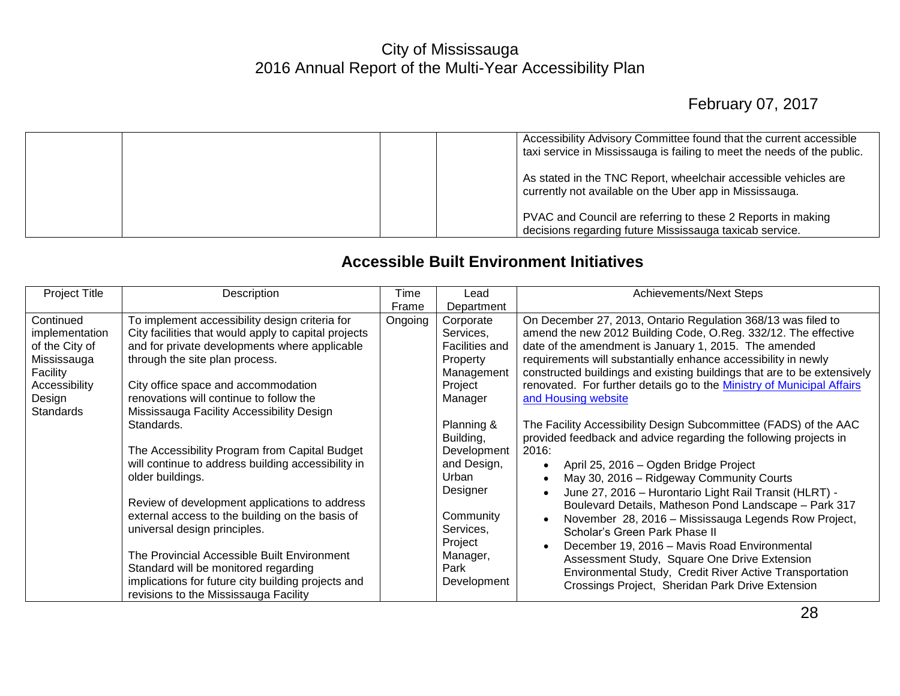| | | | | Accessibility Advisory Committee found that the current accessible taxi service in Mississauga is failing to meet the needs of the public.<br><br>As stated in the TNC Report, wheelchair accessible vehicles are currently not available on the Uber app in Mississauga.<br><br>PVAC and Council are referring to these 2 Reports in making decisions regarding future Mississauga taxicab service. |
|---|---|---|---|---|

## Accessible Built Environment Initiatives

| Project Title | Description | Time Frame | Lead Department | Achievements/Next Steps |
|---|---|---|---|---|
| Continued implementation of the City of Mississauga Facility Accessibility Design Standards | To implement accessibility design criteria for City facilities that would apply to capital projects and for private developments where applicable through the site plan process.<br><br>City office space and accommodation renovations will continue to follow the Mississauga Facility Accessibility Design Standards.<br><br>The Accessibility Program from Capital Budget will continue to address building accessibility in older buildings.<br><br>Review of development applications to address external access to the building on the basis of universal design principles.<br><br>The Provincial Accessible Built Environment Standard will be monitored regarding implications for future city building projects and revisions to the Mississauga Facility | Ongoing | Corporate Services, Facilities and Property Management Project Manager<br><br>Planning & Building, Development and Design, Urban Designer<br><br>Community Services, Project Manager, Park Development | On December 27, 2013, Ontario Regulation 368/13 was filed to amend the new 2012 Building Code, O.Reg. 332/12. The effective date of the amendment is January 1, 2015. The amended requirements will substantially enhance accessibility in newly constructed buildings and existing buildings that are to be extensively renovated. For further details go to the [Ministry of Municipal Affairs and Housing website]<br><br>The Facility Accessibility Design Subcommittee (FADS) of the AAC provided feedback and advice regarding the following projects in 2016:<br>• April 25, 2016 – Ogden Bridge Project<br>• May 30, 2016 – Ridgeway Community Courts<br>• June 27, 2016 – Hurontario Light Rail Transit (HLRT) - Boulevard Details, Matheson Pond Landscape – Park 317<br>• November 28, 2016 – Mississauga Legends Row Project, Scholar's Green Park Phase II<br>• December 19, 2016 – Mavis Road Environmental Assessment Study, Square One Drive Extension Environmental Study, Credit River Active Transportation Crossings Project, Sheridan Park Drive Extension |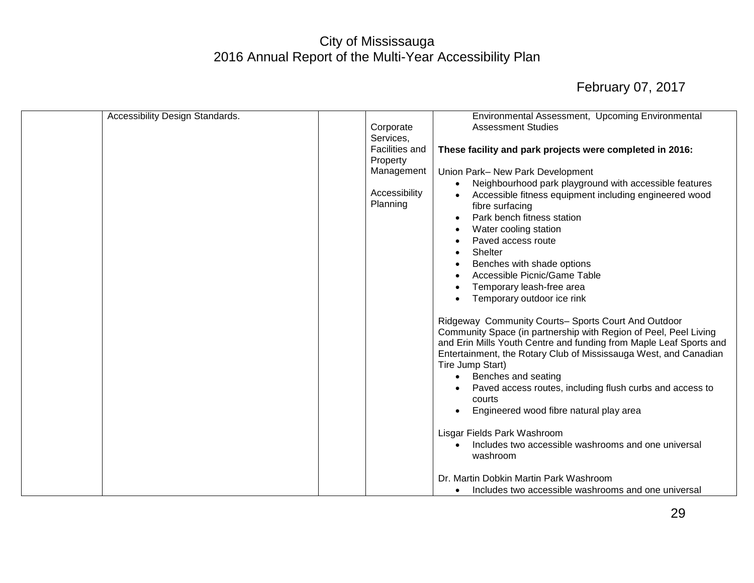| | | | | |
|---|---|---|---|---|
| | Accessibility Design Standards. | | Corporate Services, Facilities and Property Management<br><br>Accessibility Planning | Environmental Assessment, Upcoming Environmental Assessment Studies<br><br>**These facility and park projects were completed in 2016:**<br><br>Union Park– New Park Development<br>• Neighbourhood park playground with accessible features<br>• Accessible fitness equipment including engineered wood fibre surfacing<br>• Park bench fitness station<br>• Water cooling station<br>• Paved access route<br>• Shelter<br>• Benches with shade options<br>• Accessible Picnic/Game Table<br>• Temporary leash-free area<br>• Temporary outdoor ice rink<br><br>Ridgeway Community Courts– Sports Court And Outdoor Community Space (in partnership with Region of Peel, Peel Living and Erin Mills Youth Centre and funding from Maple Leaf Sports and Entertainment, the Rotary Club of Mississauga West, and Canadian Tire Jump Start)<br>• Benches and seating<br>• Paved access routes, including flush curbs and access to courts<br>• Engineered wood fibre natural play area<br><br>Lisgar Fields Park Washroom<br>• Includes two accessible washrooms and one universal washroom<br><br>Dr. Martin Dobkin Martin Park Washroom<br>• Includes two accessible washrooms and one universal |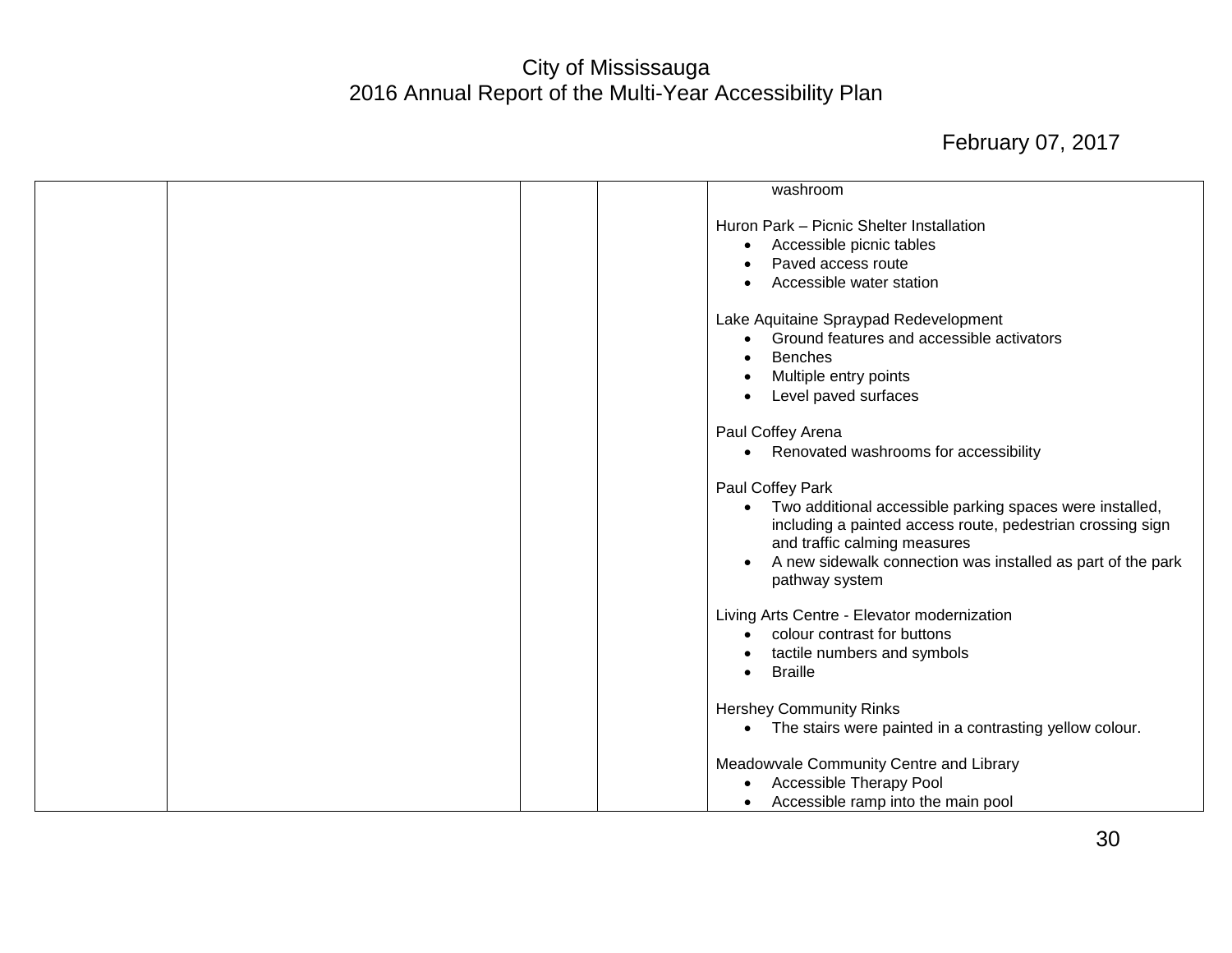| | | | | washroom<br><br>Huron Park – Picnic Shelter Installation<br>• Accessible picnic tables<br>• Paved access route<br>• Accessible water station<br><br>Lake Aquitaine Spraypad Redevelopment<br>• Ground features and accessible activators<br>• Benches<br>• Multiple entry points<br>• Level paved surfaces<br><br>Paul Coffey Arena<br>• Renovated washrooms for accessibility<br><br>Paul Coffey Park<br>• Two additional accessible parking spaces were installed, including a painted access route, pedestrian crossing sign and traffic calming measures<br>• A new sidewalk connection was installed as part of the park pathway system<br><br>Living Arts Centre - Elevator modernization<br>• colour contrast for buttons<br>• tactile numbers and symbols<br>• Braille<br><br>Hershey Community Rinks<br>• The stairs were painted in a contrasting yellow colour.<br><br>Meadowvale Community Centre and Library<br>• Accessible Therapy Pool<br>• Accessible ramp into the main pool |
|---|---|---|---|---|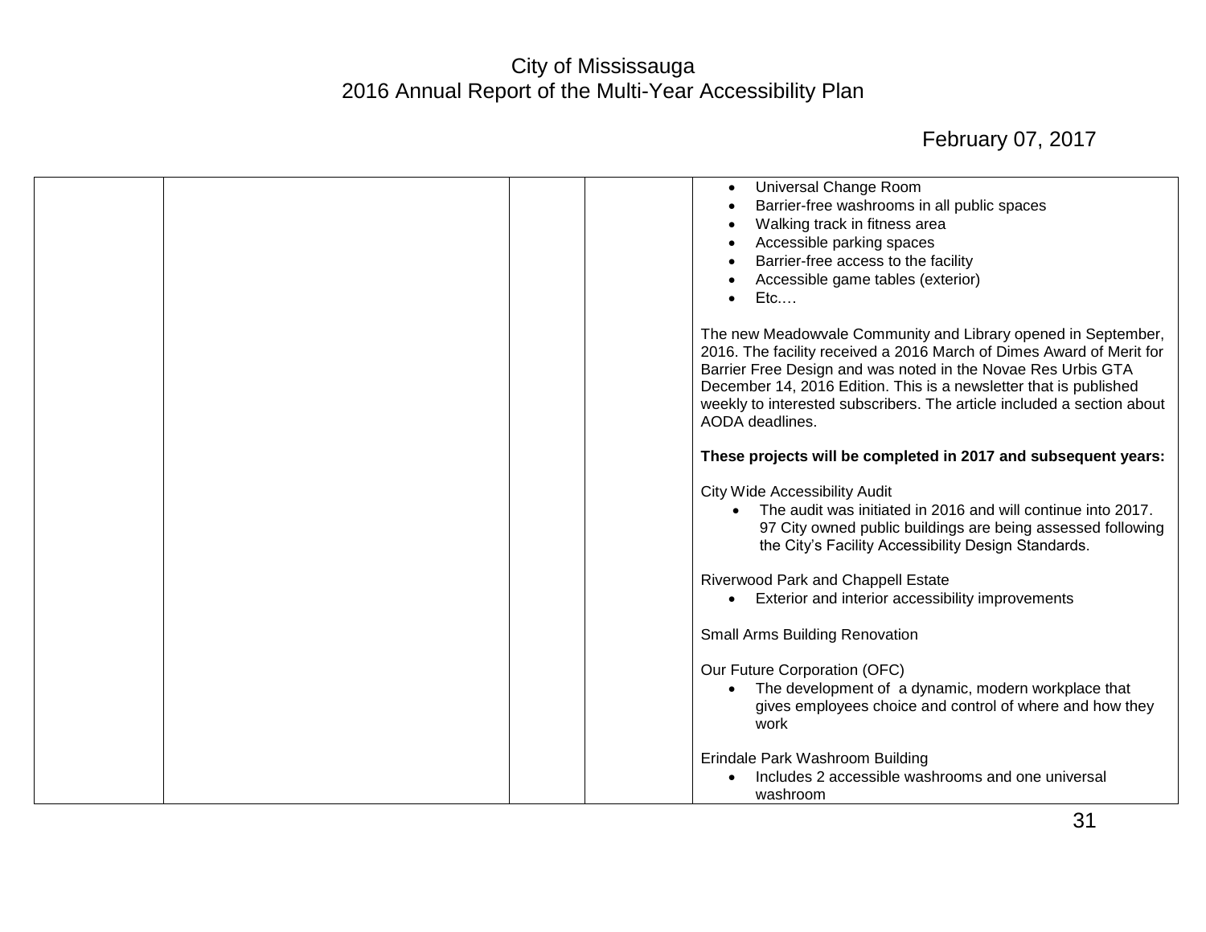| | | | | <ul><li>Universal Change Room</li><li>Barrier-free washrooms in all public spaces</li><li>Walking track in fitness area</li><li>Accessible parking spaces</li><li>Barrier-free access to the facility</li><li>Accessible game tables (exterior)</li><li>Etc.…</li></ul>The new Meadowvale Community and Library opened in September, 2016. The facility received a 2016 March of Dimes Award of Merit for Barrier Free Design and was noted in the Novae Res Urbis GTA December 14, 2016 Edition. This is a newsletter that is published weekly to interested subscribers. The article included a section about AODA deadlines.<br><br>**These projects will be completed in 2017 and subsequent years:**<br><br>City Wide Accessibility Audit<ul><li>The audit was initiated in 2016 and will continue into 2017. 97 City owned public buildings are being assessed following the City's Facility Accessibility Design Standards.</li></ul>Riverwood Park and Chappell Estate<ul><li>Exterior and interior accessibility improvements</li></ul>Small Arms Building Renovation<br><br>Our Future Corporation (OFC)<ul><li>The development of a dynamic, modern workplace that gives employees choice and control of where and how they work</li></ul>Erindale Park Washroom Building<ul><li>Includes 2 accessible washrooms and one universal washroom</li></ul> |
|---|---|---|---|---|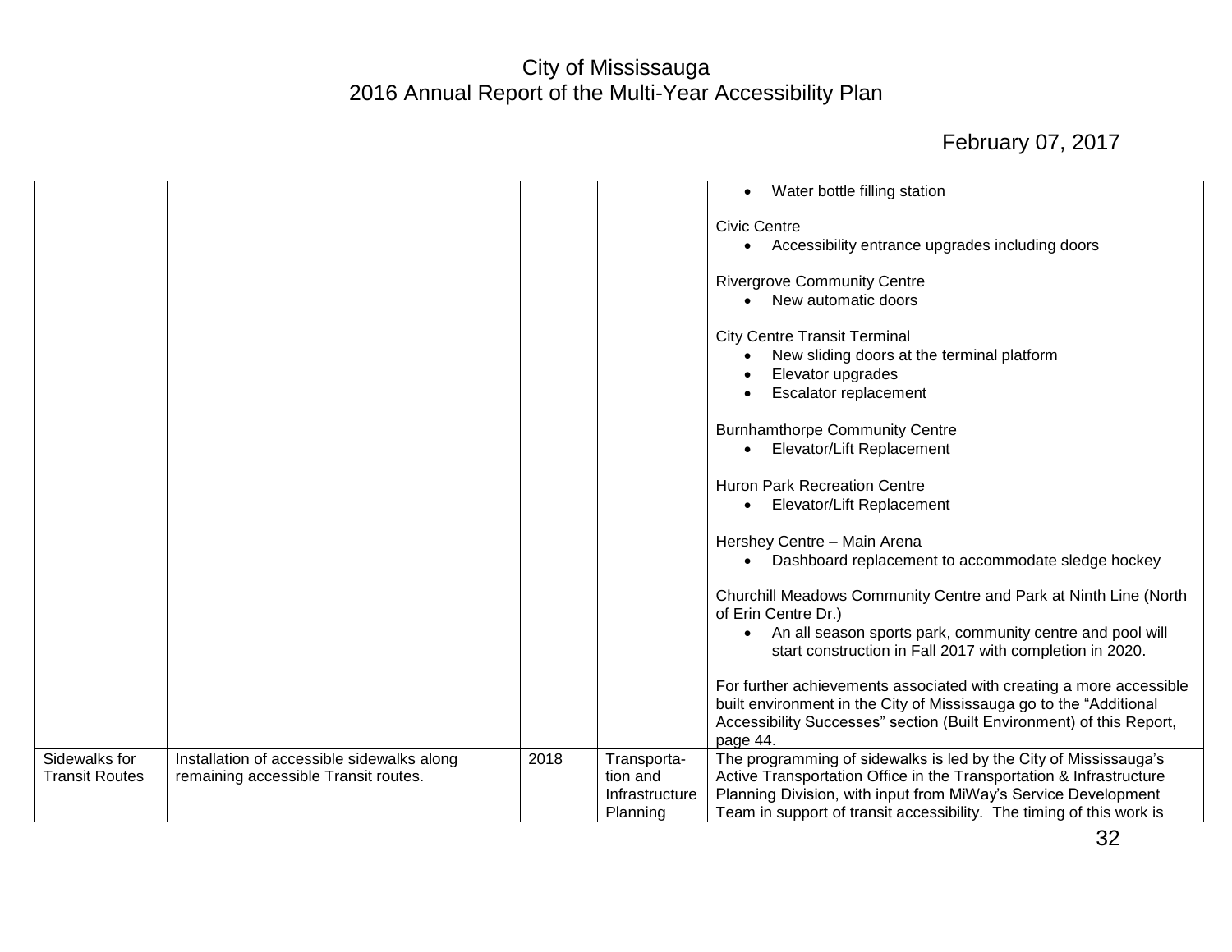| | | | | |
|---|---|---|---|---|
| | | | | • Water bottle filling station<br><br>Civic Centre<br>• Accessibility entrance upgrades including doors<br><br>Rivergrove Community Centre<br>• New automatic doors<br><br>City Centre Transit Terminal<br>• New sliding doors at the terminal platform<br>• Elevator upgrades<br>• Escalator replacement<br><br>Burnhamthorpe Community Centre<br>• Elevator/Lift Replacement<br><br>Huron Park Recreation Centre<br>• Elevator/Lift Replacement<br><br>Hershey Centre – Main Arena<br>• Dashboard replacement to accommodate sledge hockey<br><br>Churchill Meadows Community Centre and Park at Ninth Line (North of Erin Centre Dr.)<br>• An all season sports park, community centre and pool will start construction in Fall 2017 with completion in 2020.<br><br>For further achievements associated with creating a more accessible built environment in the City of Mississauga go to the "Additional Accessibility Successes" section (Built Environment) of this Report, page 44. |
| Sidewalks for Transit Routes | Installation of accessible sidewalks along remaining accessible Transit routes. | 2018 | Transportation and Infrastructure Planning | The programming of sidewalks is led by the City of Mississauga's Active Transportation Office in the Transportation & Infrastructure Planning Division, with input from MiWay's Service Development Team in support of transit accessibility. The timing of this work is |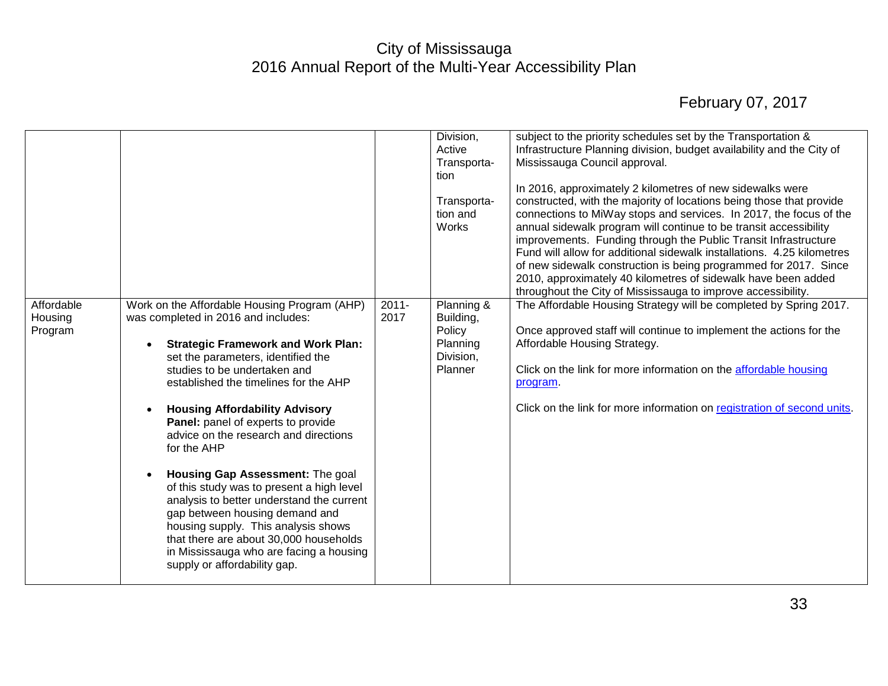| | | | | |
|---|---|---|---|---|
| | | | Division, Active Transportation<br><br>Transportation and Works | subject to the priority schedules set by the Transportation & Infrastructure Planning division, budget availability and the City of Mississauga Council approval.<br><br>In 2016, approximately 2 kilometres of new sidewalks were constructed, with the majority of locations being those that provide connections to MiWay stops and services. In 2017, the focus of the annual sidewalk program will continue to be transit accessibility improvements. Funding through the Public Transit Infrastructure Fund will allow for additional sidewalk installations. 4.25 kilometres of new sidewalk construction is being programmed for 2017. Since 2010, approximately 40 kilometres of sidewalk have been added throughout the City of Mississauga to improve accessibility. |
| Affordable Housing Program | Work on the Affordable Housing Program (AHP) was completed in 2016 and includes:<br><br>• **Strategic Framework and Work Plan:** set the parameters, identified the studies to be undertaken and established the timelines for the AHP<br><br>• **Housing Affordability Advisory Panel:** panel of experts to provide advice on the research and directions for the AHP<br><br>• **Housing Gap Assessment:** The goal of this study was to present a high level analysis to better understand the current gap between housing demand and housing supply. This analysis shows that there are about 30,000 households in Mississauga who are facing a housing supply or affordability gap. | 2011-2017 | Planning & Building, Policy Planning Division, Planner | The Affordable Housing Strategy will be completed by Spring 2017.<br><br>Once approved staff will continue to implement the actions for the Affordable Housing Strategy.<br><br>Click on the link for more information on the affordable housing program.<br><br>Click on the link for more information on registration of second units. |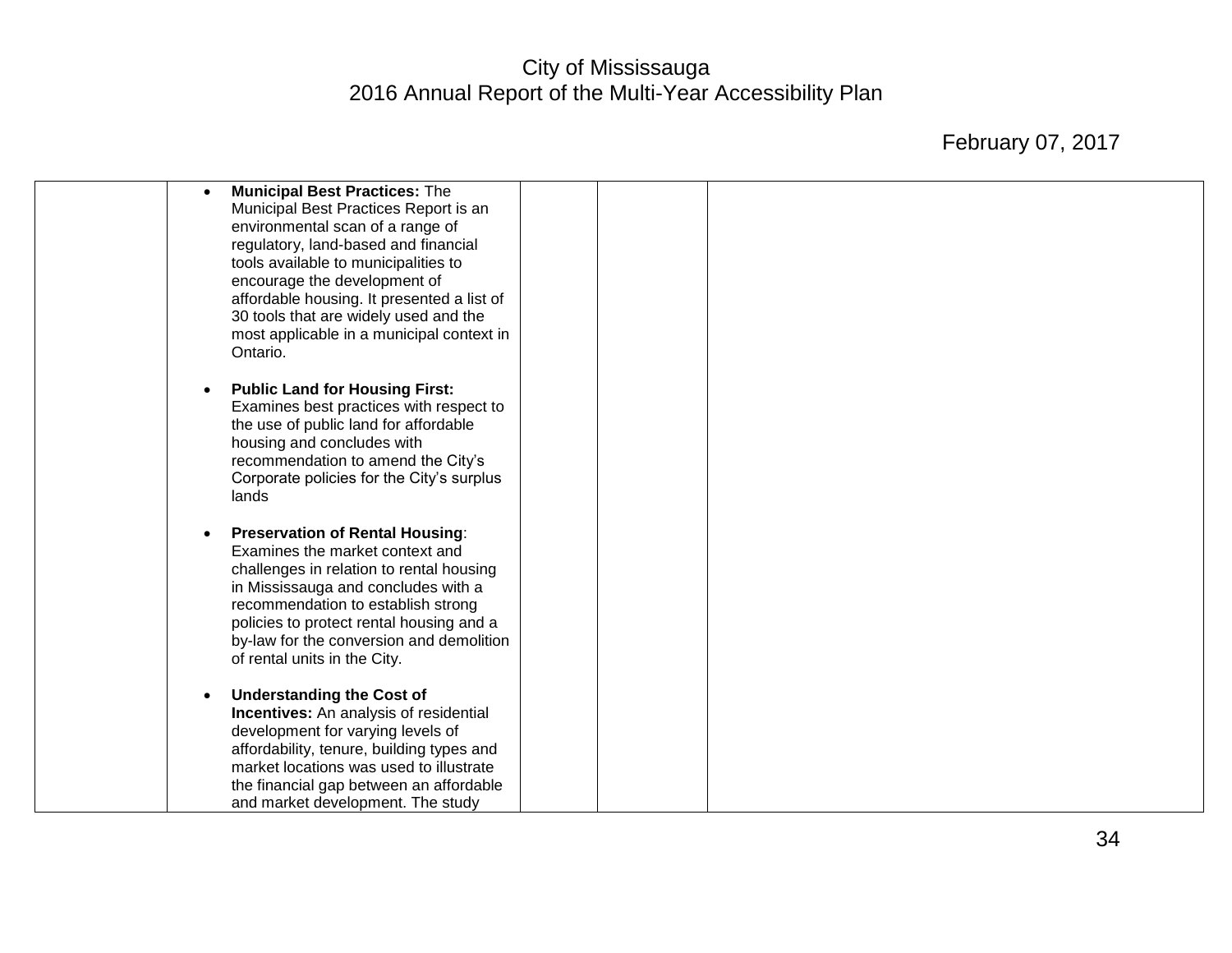| | | | | |
|---|---|---|---|---|
| | • **Municipal Best Practices:** The Municipal Best Practices Report is an environmental scan of a range of regulatory, land-based and financial tools available to municipalities to encourage the development of affordable housing. It presented a list of 30 tools that are widely used and the most applicable in a municipal context in Ontario.<br><br>• **Public Land for Housing First:** Examines best practices with respect to the use of public land for affordable housing and concludes with recommendation to amend the City's Corporate policies for the City's surplus lands<br><br>• **Preservation of Rental Housing**: Examines the market context and challenges in relation to rental housing in Mississauga and concludes with a recommendation to establish strong policies to protect rental housing and a by-law for the conversion and demolition of rental units in the City.<br><br>• **Understanding the Cost of Incentives:** An analysis of residential development for varying levels of affordability, tenure, building types and market locations was used to illustrate the financial gap between an affordable and market development. The study | | | |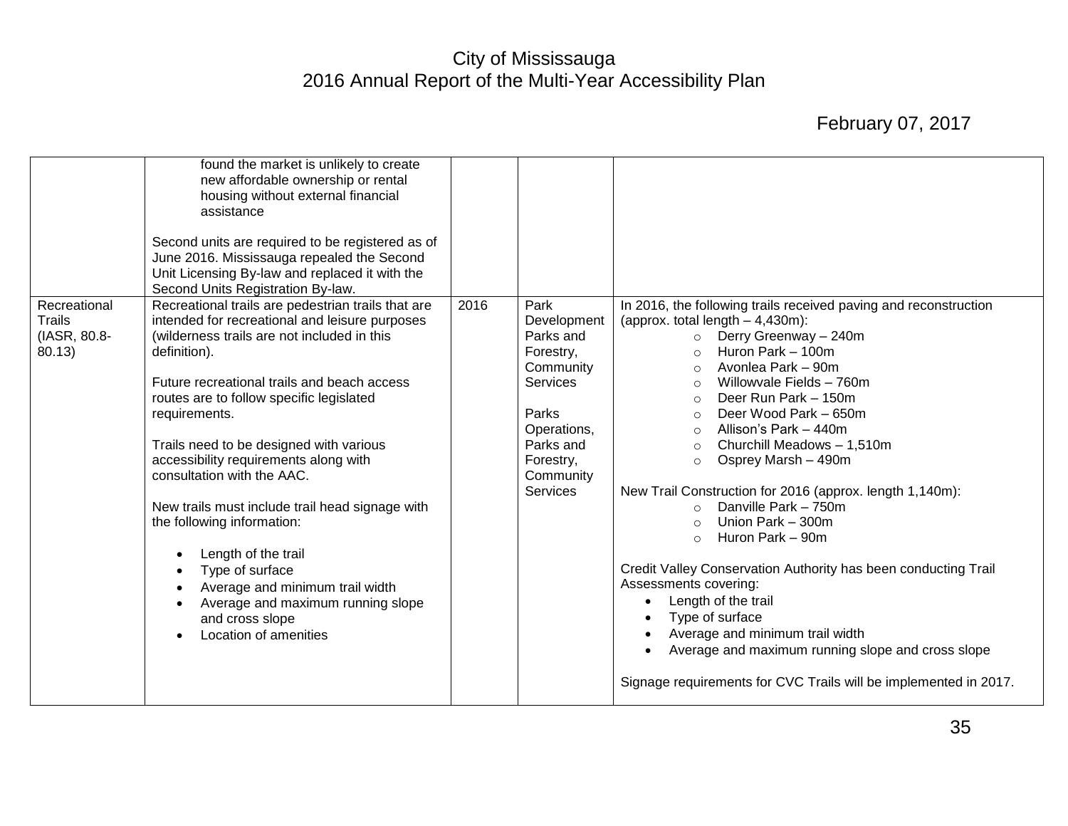| | | | | |
|---|---|---|---|---|
| | found the market is unlikely to create new affordable ownership or rental housing without external financial assistance<br><br>Second units are required to be registered as of June 2016. Mississauga repealed the Second Unit Licensing By-law and replaced it with the Second Units Registration By-law. | | | |
| Recreational Trails (IASR, 80.8-80.13) | Recreational trails are pedestrian trails that are intended for recreational and leisure purposes (wilderness trails are not included in this definition).<br><br>Future recreational trails and beach access routes are to follow specific legislated requirements.<br><br>Trails need to be designed with various accessibility requirements along with consultation with the AAC.<br><br>New trails must include trail head signage with the following information:<br><br>• Length of the trail<br>• Type of surface<br>• Average and minimum trail width<br>• Average and maximum running slope and cross slope<br>• Location of amenities | 2016 | Park Development Parks and Forestry, Community Services<br><br>Parks Operations, Parks and Forestry, Community Services | In 2016, the following trails received paving and reconstruction (approx. total length – 4,430m):<br>○ Derry Greenway – 240m<br>○ Huron Park – 100m<br>○ Avonlea Park – 90m<br>○ Willowvale Fields – 760m<br>○ Deer Run Park – 150m<br>○ Deer Wood Park – 650m<br>○ Allison's Park – 440m<br>○ Churchill Meadows – 1,510m<br>○ Osprey Marsh – 490m<br><br>New Trail Construction for 2016 (approx. length 1,140m):<br>○ Danville Park – 750m<br>○ Union Park – 300m<br>○ Huron Park – 90m<br><br>Credit Valley Conservation Authority has been conducting Trail Assessments covering:<br>• Length of the trail<br>• Type of surface<br>• Average and minimum trail width<br>• Average and maximum running slope and cross slope<br><br>Signage requirements for CVC Trails will be implemented in 2017. |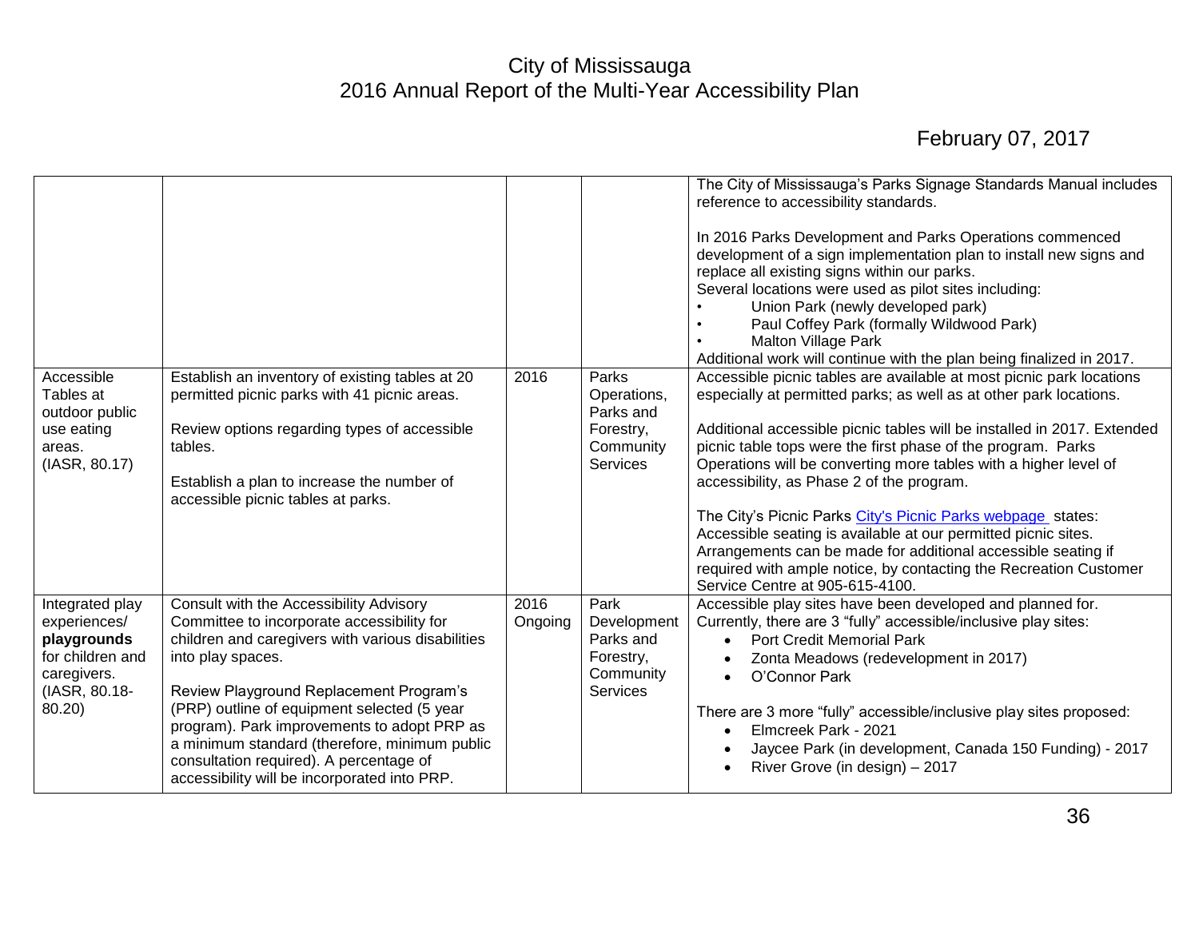City of Mississauga
2016 Annual Report of the Multi-Year Accessibility Plan

February 07, 2017

| | | | | |
|---|---|---|---|---|
| | | | | The City of Mississauga's Parks Signage Standards Manual includes reference to accessibility standards.<br><br>In 2016 Parks Development and Parks Operations commenced development of a sign implementation plan to install new signs and replace all existing signs within our parks.<br>Several locations were used as pilot sites including:<br>• Union Park (newly developed park)<br>• Paul Coffey Park (formally Wildwood Park)<br>• Malton Village Park<br>Additional work will continue with the plan being finalized in 2017. |
| Accessible Tables at outdoor public use eating areas. (IASR, 80.17) | Establish an inventory of existing tables at 20 permitted picnic parks with 41 picnic areas.<br><br>Review options regarding types of accessible tables.<br><br>Establish a plan to increase the number of accessible picnic tables at parks. | 2016 | Parks Operations, Parks and Forestry, Community Services | Accessible picnic tables are available at most picnic park locations especially at permitted parks; as well as at other park locations.<br><br>Additional accessible picnic tables will be installed in 2017. Extended picnic table tops were the first phase of the program. Parks Operations will be converting more tables with a higher level of accessibility, as Phase 2 of the program.<br><br>The City's Picnic Parks City's Picnic Parks webpage states: Accessible seating is available at our permitted picnic sites. Arrangements can be made for additional accessible seating if required with ample notice, by contacting the Recreation Customer Service Centre at 905-615-4100. |
| Integrated play experiences/ **playgrounds** for children and caregivers. (IASR, 80.18-80.20) | Consult with the Accessibility Advisory Committee to incorporate accessibility for children and caregivers with various disabilities into play spaces.<br><br>Review Playground Replacement Program's (PRP) outline of equipment selected (5 year program). Park improvements to adopt PRP as a minimum standard (therefore, minimum public consultation required). A percentage of accessibility will be incorporated into PRP. | 2016 Ongoing | Park Development Parks and Forestry, Community Services | Accessible play sites have been developed and planned for. Currently, there are 3 "fully" accessible/inclusive play sites:<br>• Port Credit Memorial Park<br>• Zonta Meadows (redevelopment in 2017)<br>• O'Connor Park<br><br>There are 3 more "fully" accessible/inclusive play sites proposed:<br>• Elmcreek Park - 2021<br>• Jaycee Park (in development, Canada 150 Funding) - 2017<br>• River Grove (in design) – 2017 |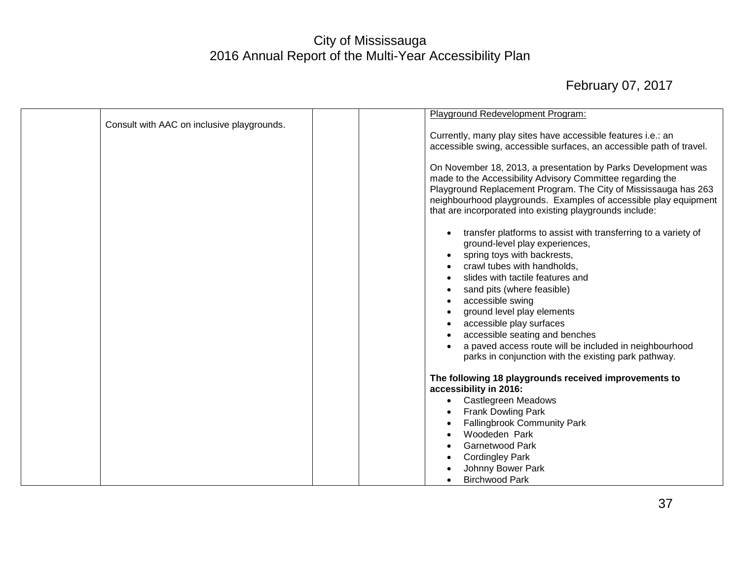| | | | | |
|---|---|---|---|---|
| | Consult with AAC on inclusive playgrounds. | | | Playground Redevelopment Program:<br><br>Currently, many play sites have accessible features i.e.: an accessible swing, accessible surfaces, an accessible path of travel.<br><br>On November 18, 2013, a presentation by Parks Development was made to the Accessibility Advisory Committee regarding the Playground Replacement Program. The City of Mississauga has 263 neighbourhood playgrounds. Examples of accessible play equipment that are incorporated into existing playgrounds include:<br><br>• transfer platforms to assist with transferring to a variety of ground-level play experiences,<br>• spring toys with backrests,<br>• crawl tubes with handholds,<br>• slides with tactile features and<br>• sand pits (where feasible)<br>• accessible swing<br>• ground level play elements<br>• accessible play surfaces<br>• accessible seating and benches<br>• a paved access route will be included in neighbourhood parks in conjunction with the existing park pathway.<br><br>**The following 18 playgrounds received improvements to accessibility in 2016:**<br>• Castlegreen Meadows<br>• Frank Dowling Park<br>• Fallingbrook Community Park<br>• Woodeden Park<br>• Garnetwood Park<br>• Cordingley Park<br>• Johnny Bower Park<br>• Birchwood Park |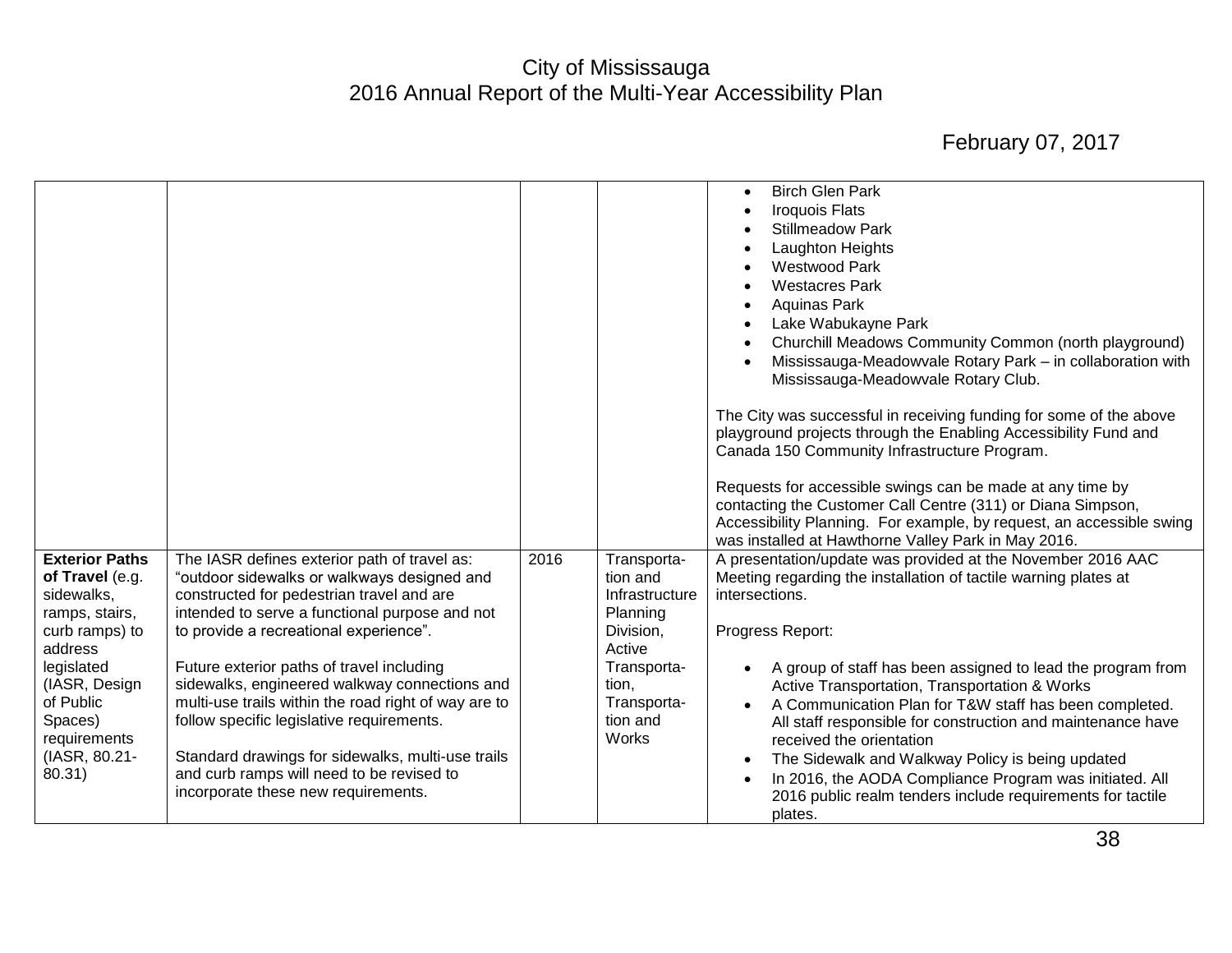| | | | | |
|---|---|---|---|---|
| | | | | • Birch Glen Park<br>• Iroquois Flats<br>• Stillmeadow Park<br>• Laughton Heights<br>• Westwood Park<br>• Westacres Park<br>• Aquinas Park<br>• Lake Wabukayne Park<br>• Churchill Meadows Community Common (north playground)<br>• Mississauga-Meadowvale Rotary Park – in collaboration with Mississauga-Meadowvale Rotary Club.<br><br>The City was successful in receiving funding for some of the above playground projects through the Enabling Accessibility Fund and Canada 150 Community Infrastructure Program.<br><br>Requests for accessible swings can be made at any time by contacting the Customer Call Centre (311) or Diana Simpson, Accessibility Planning. For example, by request, an accessible swing was installed at Hawthorne Valley Park in May 2016. |
| **Exterior Paths of Travel** (e.g. sidewalks, ramps, stairs, curb ramps) to address legislated (IASR, Design of Public Spaces) requirements (IASR, 80.21-80.31) | The IASR defines exterior path of travel as: "outdoor sidewalks or walkways designed and constructed for pedestrian travel and are intended to serve a functional purpose and not to provide a recreational experience".<br><br>Future exterior paths of travel including sidewalks, engineered walkway connections and multi-use trails within the road right of way are to follow specific legislative requirements.<br><br>Standard drawings for sidewalks, multi-use trails and curb ramps will need to be revised to incorporate these new requirements. | 2016 | Transportation and Infrastructure Planning Division, Active Transportation, Transportation and Works | A presentation/update was provided at the November 2016 AAC Meeting regarding the installation of tactile warning plates at intersections.<br><br>Progress Report:<br><br>• A group of staff has been assigned to lead the program from Active Transportation, Transportation & Works<br>• A Communication Plan for T&W staff has been completed. All staff responsible for construction and maintenance have received the orientation<br>• The Sidewalk and Walkway Policy is being updated<br>• In 2016, the AODA Compliance Program was initiated. All 2016 public realm tenders include requirements for tactile plates. |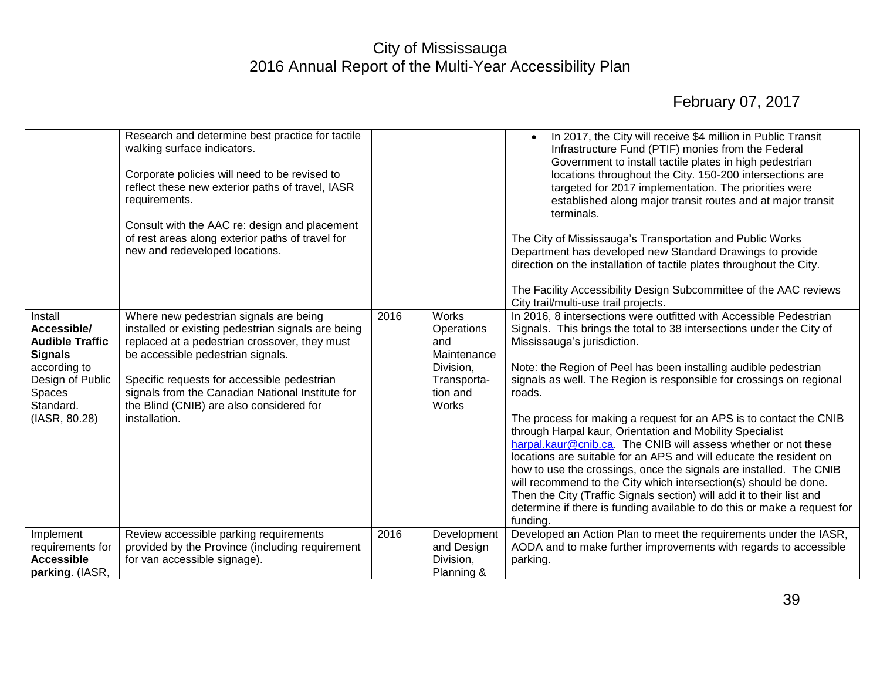# City of Mississauga
## 2016 Annual Report of the Multi-Year Accessibility Plan

February 07, 2017

| | | | | |
|---|---|---|---|---|
| | Research and determine best practice for tactile walking surface indicators.<br><br>Corporate policies will need to be revised to reflect these new exterior paths of travel, IASR requirements.<br><br>Consult with the AAC re: design and placement of rest areas along exterior paths of travel for new and redeveloped locations. | | | • In 2017, the City will receive $4 million in Public Transit Infrastructure Fund (PTIF) monies from the Federal Government to install tactile plates in high pedestrian locations throughout the City. 150-200 intersections are targeted for 2017 implementation. The priorities were established along major transit routes and at major transit terminals.<br><br>The City of Mississauga's Transportation and Public Works Department has developed new Standard Drawings to provide direction on the installation of tactile plates throughout the City.<br><br>The Facility Accessibility Design Subcommittee of the AAC reviews City trail/multi-use trail projects. |
| Install **Accessible/ Audible Traffic Signals** according to Design of Public Spaces Standard. (IASR, 80.28) | Where new pedestrian signals are being installed or existing pedestrian signals are being replaced at a pedestrian crossover, they must be accessible pedestrian signals.<br><br>Specific requests for accessible pedestrian signals from the Canadian National Institute for the Blind (CNIB) are also considered for installation. | 2016 | Works Operations and Maintenance Division, Transportation and Works | In 2016, 8 intersections were outfitted with Accessible Pedestrian Signals. This brings the total to 38 intersections under the City of Mississauga's jurisdiction.<br><br>Note: the Region of Peel has been installing audible pedestrian signals as well. The Region is responsible for crossings on regional roads.<br><br>The process for making a request for an APS is to contact the CNIB through Harpal kaur, Orientation and Mobility Specialist harpal.kaur@cnib.ca. The CNIB will assess whether or not these locations are suitable for an APS and will educate the resident on how to use the crossings, once the signals are installed. The CNIB will recommend to the City which intersection(s) should be done. Then the City (Traffic Signals section) will add it to their list and determine if there is funding available to do this or make a request for funding. |
| Implement requirements for **Accessible parking**. (IASR, | Review accessible parking requirements provided by the Province (including requirement for van accessible signage). | 2016 | Development and Design Division, Planning & | Developed an Action Plan to meet the requirements under the IASR, AODA and to make further improvements with regards to accessible parking. |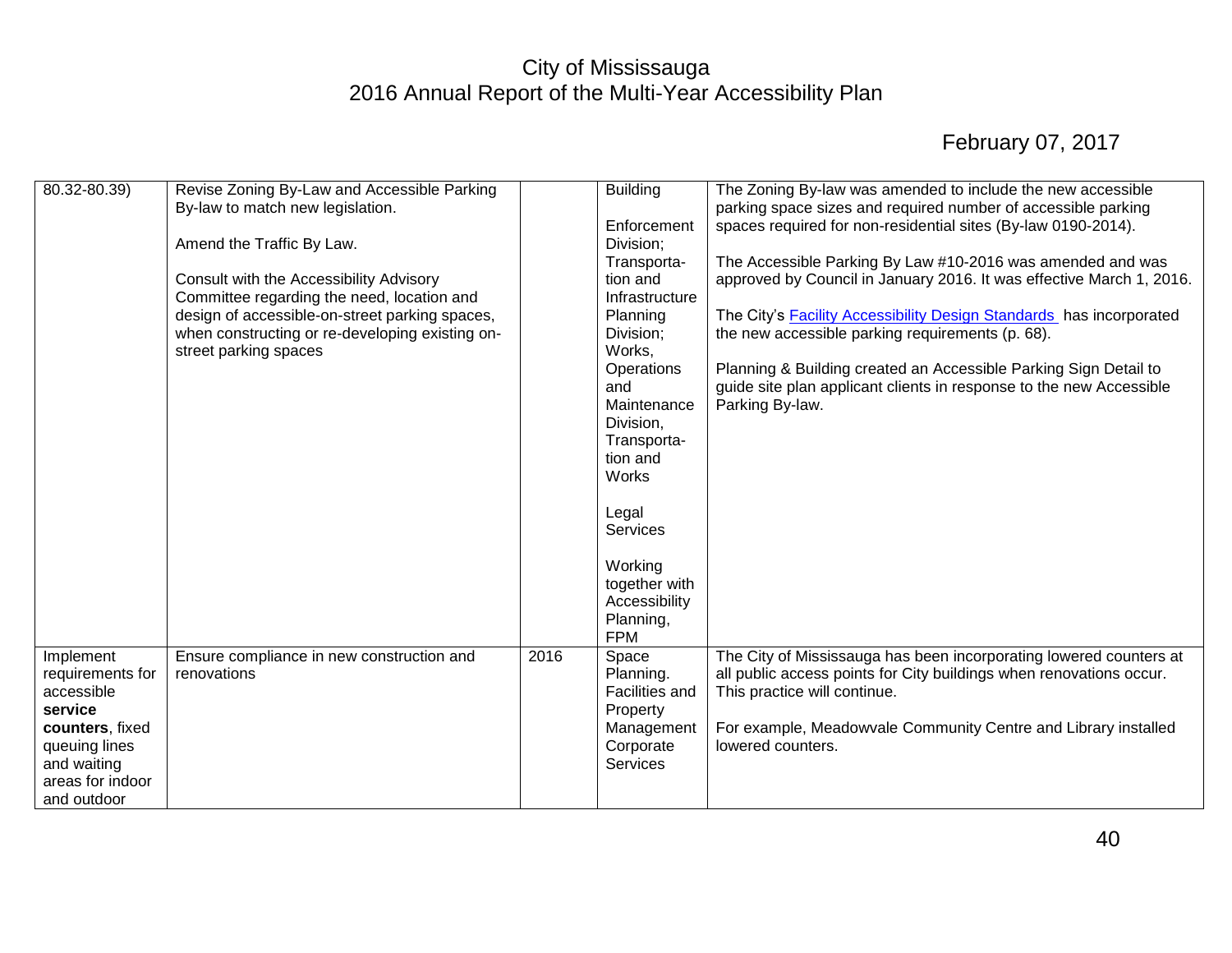| | | | | |
|---|---|---|---|---|
| 80.32-80.39) | Revise Zoning By-Law and Accessible Parking By-law to match new legislation.<br><br>Amend the Traffic By Law.<br><br>Consult with the Accessibility Advisory Committee regarding the need, location and design of accessible-on-street parking spaces, when constructing or re-developing existing on-street parking spaces | | Building<br><br>Enforcement Division; Transporta-tion and Infrastructure Planning Division; Works, Operations and Maintenance Division, Transporta-tion and Works<br><br>Legal Services<br><br>Working together with Accessibility Planning, FPM | The Zoning By-law was amended to include the new accessible parking space sizes and required number of accessible parking spaces required for non-residential sites (By-law 0190-2014).<br><br>The Accessible Parking By Law #10-2016 was amended and was approved by Council in January 2016. It was effective March 1, 2016.<br><br>The City's Facility Accessibility Design Standards has incorporated the new accessible parking requirements (p. 68).<br><br>Planning & Building created an Accessible Parking Sign Detail to guide site plan applicant clients in response to the new Accessible Parking By-law. |
| Implement requirements for accessible **service counters**, fixed queuing lines and waiting areas for indoor and outdoor | Ensure compliance in new construction and renovations | 2016 | Space Planning. Facilities and Property Management Corporate Services | The City of Mississauga has been incorporating lowered counters at all public access points for City buildings when renovations occur. This practice will continue.<br><br>For example, Meadowvale Community Centre and Library installed lowered counters. |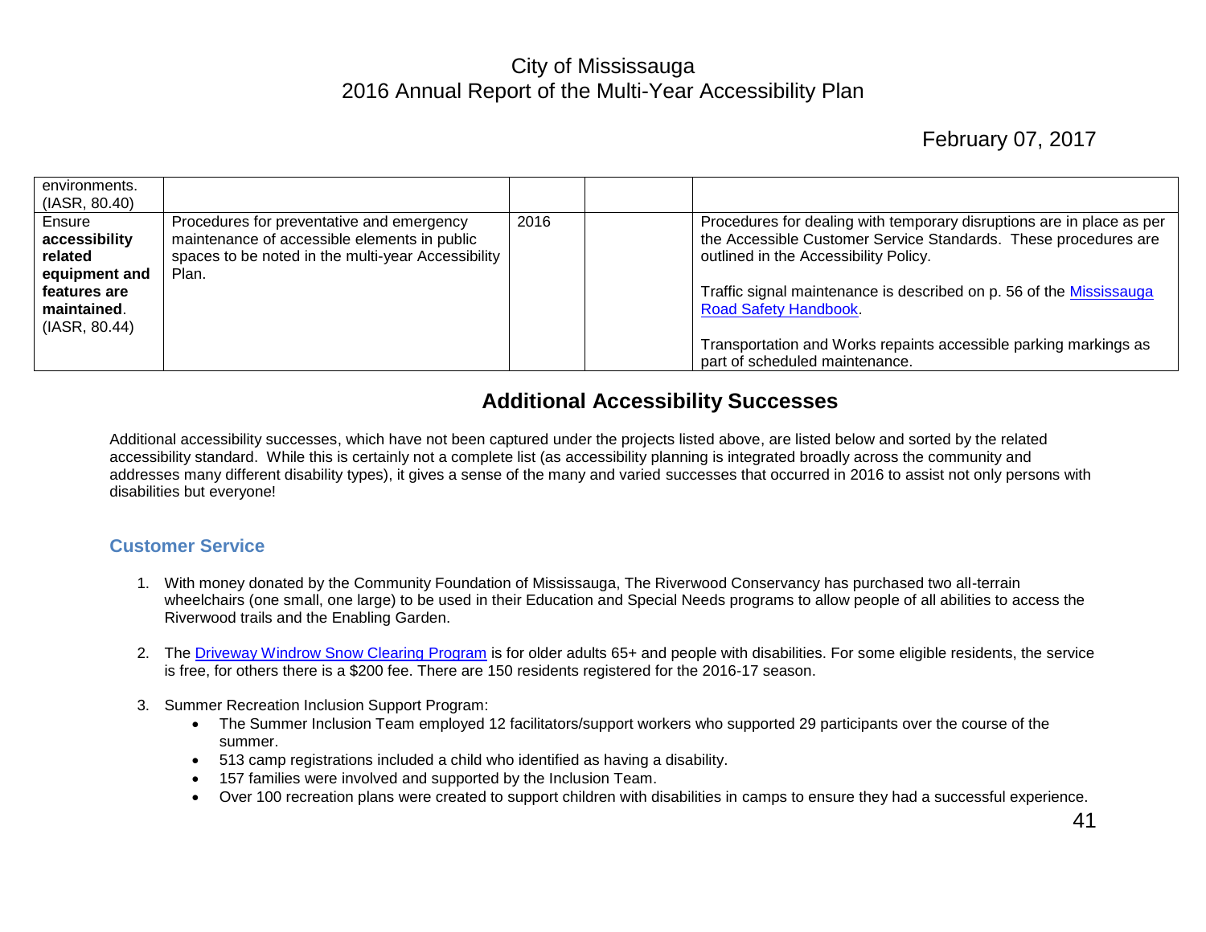| | | | | |
|---|---|---|---|---|
| environments. (IASR, 80.40) | | | | |
| Ensure **accessibility related equipment and features are maintained**. (IASR, 80.44) | Procedures for preventative and emergency maintenance of accessible elements in public spaces to be noted in the multi-year Accessibility Plan. | 2016 | | Procedures for dealing with temporary disruptions are in place as per the Accessible Customer Service Standards. These procedures are outlined in the Accessibility Policy.<br><br>Traffic signal maintenance is described on p. 56 of the Mississauga Road Safety Handbook.<br><br>Transportation and Works repaints accessible parking markings as part of scheduled maintenance. |

## Additional Accessibility Successes

Additional accessibility successes, which have not been captured under the projects listed above, are listed below and sorted by the related accessibility standard. While this is certainly not a complete list (as accessibility planning is integrated broadly across the community and addresses many different disability types), it gives a sense of the many and varied successes that occurred in 2016 to assist not only persons with disabilities but everyone!

### Customer Service

1. With money donated by the Community Foundation of Mississauga, The Riverwood Conservancy has purchased two all-terrain wheelchairs (one small, one large) to be used in their Education and Special Needs programs to allow people of all abilities to access the Riverwood trails and the Enabling Garden.

2. The Driveway Windrow Snow Clearing Program is for older adults 65+ and people with disabilities. For some eligible residents, the service is free, for others there is a $200 fee. There are 150 residents registered for the 2016-17 season.

3. Summer Recreation Inclusion Support Program:
   - The Summer Inclusion Team employed 12 facilitators/support workers who supported 29 participants over the course of the summer.
   - 513 camp registrations included a child who identified as having a disability.
   - 157 families were involved and supported by the Inclusion Team.
   - Over 100 recreation plans were created to support children with disabilities in camps to ensure they had a successful experience.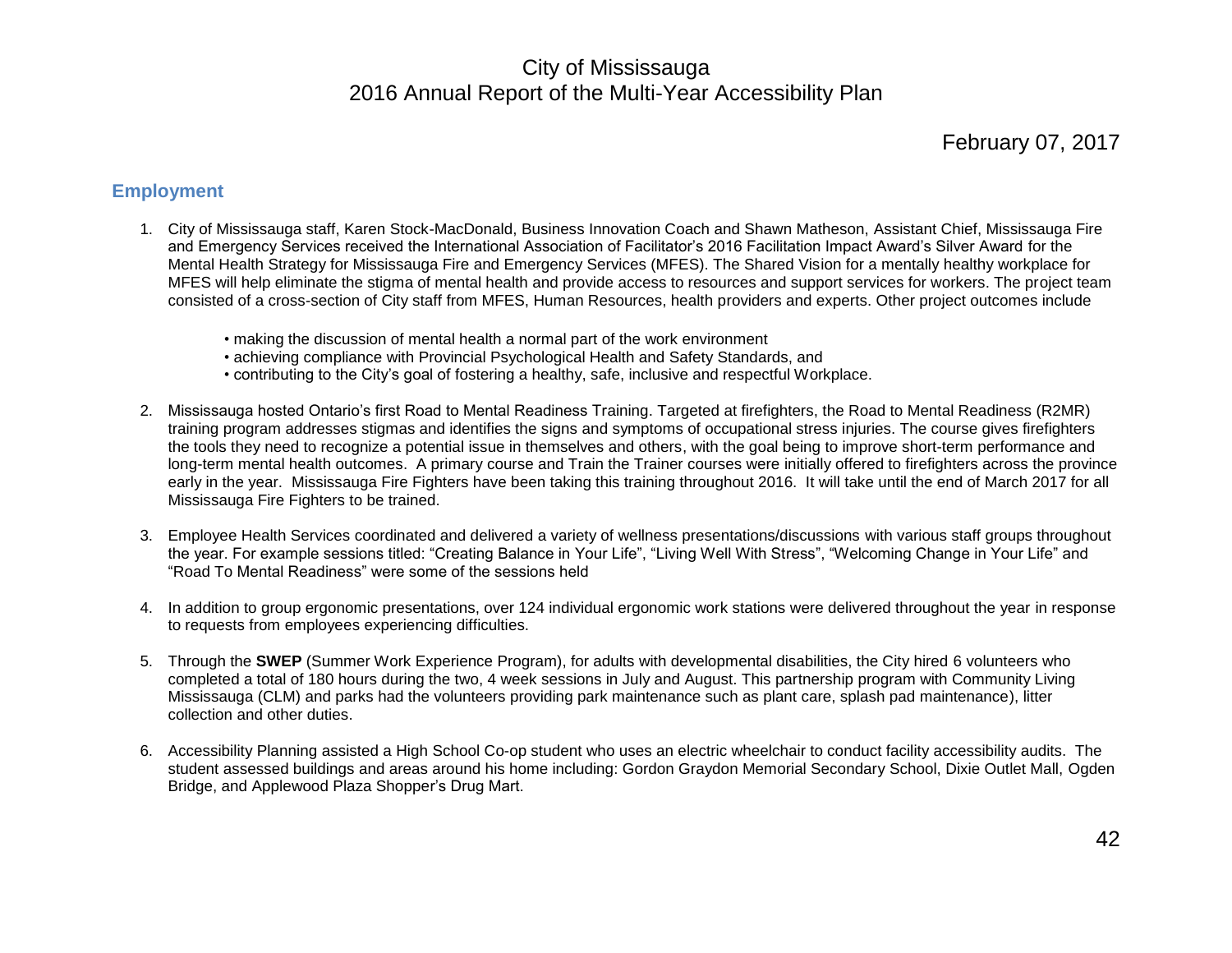City of Mississauga
2016 Annual Report of the Multi-Year Accessibility Plan

February 07, 2017

## Employment

1. City of Mississauga staff, Karen Stock-MacDonald, Business Innovation Coach and Shawn Matheson, Assistant Chief, Mississauga Fire and Emergency Services received the International Association of Facilitator's 2016 Facilitation Impact Award's Silver Award for the Mental Health Strategy for Mississauga Fire and Emergency Services (MFES). The Shared Vision for a mentally healthy workplace for MFES will help eliminate the stigma of mental health and provide access to resources and support services for workers. The project team consisted of a cross-section of City staff from MFES, Human Resources, health providers and experts. Other project outcomes include

   - making the discussion of mental health a normal part of the work environment
   - achieving compliance with Provincial Psychological Health and Safety Standards, and
   - contributing to the City's goal of fostering a healthy, safe, inclusive and respectful Workplace.

2. Mississauga hosted Ontario's first Road to Mental Readiness Training. Targeted at firefighters, the Road to Mental Readiness (R2MR) training program addresses stigmas and identifies the signs and symptoms of occupational stress injuries. The course gives firefighters the tools they need to recognize a potential issue in themselves and others, with the goal being to improve short-term performance and long-term mental health outcomes. A primary course and Train the Trainer courses were initially offered to firefighters across the province early in the year. Mississauga Fire Fighters have been taking this training throughout 2016. It will take until the end of March 2017 for all Mississauga Fire Fighters to be trained.

3. Employee Health Services coordinated and delivered a variety of wellness presentations/discussions with various staff groups throughout the year. For example sessions titled: "Creating Balance in Your Life", "Living Well With Stress", "Welcoming Change in Your Life" and "Road To Mental Readiness" were some of the sessions held

4. In addition to group ergonomic presentations, over 124 individual ergonomic work stations were delivered throughout the year in response to requests from employees experiencing difficulties.

5. Through the **SWEP** (Summer Work Experience Program), for adults with developmental disabilities, the City hired 6 volunteers who completed a total of 180 hours during the two, 4 week sessions in July and August. This partnership program with Community Living Mississauga (CLM) and parks had the volunteers providing park maintenance such as plant care, splash pad maintenance), litter collection and other duties.

6. Accessibility Planning assisted a High School Co-op student who uses an electric wheelchair to conduct facility accessibility audits. The student assessed buildings and areas around his home including: Gordon Graydon Memorial Secondary School, Dixie Outlet Mall, Ogden Bridge, and Applewood Plaza Shopper's Drug Mart.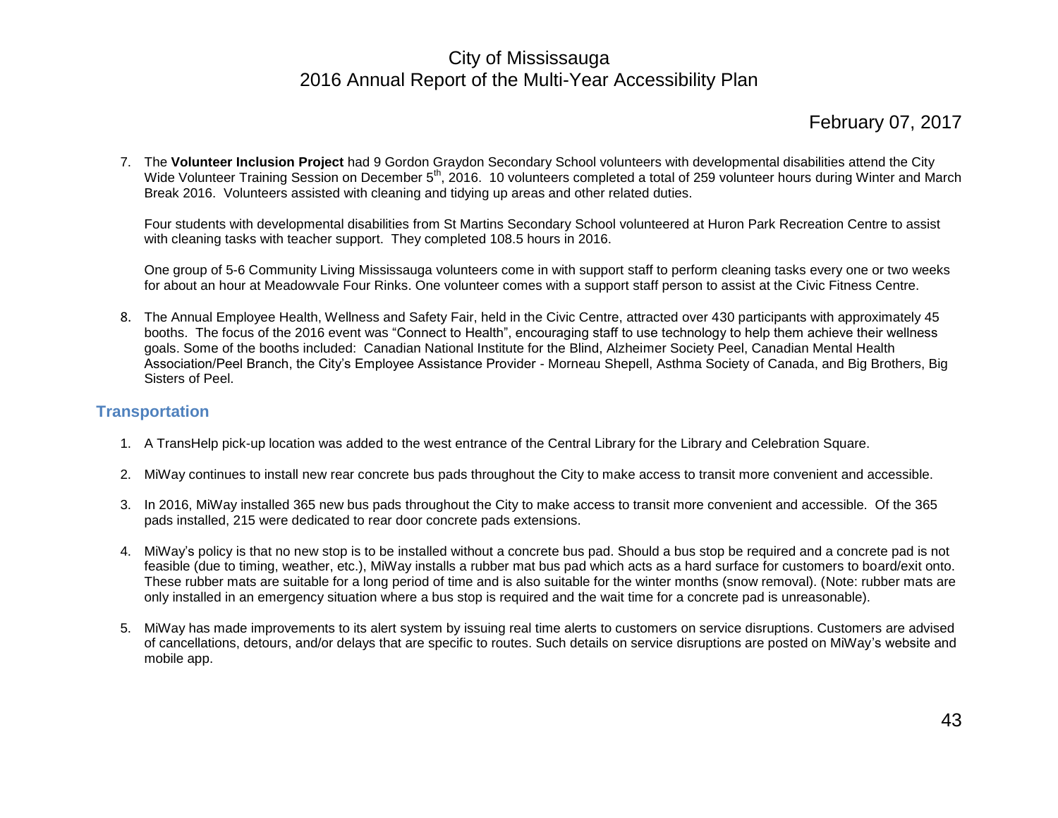7. The **Volunteer Inclusion Project** had 9 Gordon Graydon Secondary School volunteers with developmental disabilities attend the City Wide Volunteer Training Session on December 5th, 2016. 10 volunteers completed a total of 259 volunteer hours during Winter and March Break 2016. Volunteers assisted with cleaning and tidying up areas and other related duties.

   Four students with developmental disabilities from St Martins Secondary School volunteered at Huron Park Recreation Centre to assist with cleaning tasks with teacher support. They completed 108.5 hours in 2016.

   One group of 5-6 Community Living Mississauga volunteers come in with support staff to perform cleaning tasks every one or two weeks for about an hour at Meadowvale Four Rinks. One volunteer comes with a support staff person to assist at the Civic Fitness Centre.

8. The Annual Employee Health, Wellness and Safety Fair, held in the Civic Centre, attracted over 430 participants with approximately 45 booths. The focus of the 2016 event was "Connect to Health", encouraging staff to use technology to help them achieve their wellness goals. Some of the booths included: Canadian National Institute for the Blind, Alzheimer Society Peel, Canadian Mental Health Association/Peel Branch, the City's Employee Assistance Provider - Morneau Shepell, Asthma Society of Canada, and Big Brothers, Big Sisters of Peel.

## Transportation

1. A TransHelp pick-up location was added to the west entrance of the Central Library for the Library and Celebration Square.

2. MiWay continues to install new rear concrete bus pads throughout the City to make access to transit more convenient and accessible.

3. In 2016, MiWay installed 365 new bus pads throughout the City to make access to transit more convenient and accessible. Of the 365 pads installed, 215 were dedicated to rear door concrete pads extensions.

4. MiWay's policy is that no new stop is to be installed without a concrete bus pad. Should a bus stop be required and a concrete pad is not feasible (due to timing, weather, etc.), MiWay installs a rubber mat bus pad which acts as a hard surface for customers to board/exit onto. These rubber mats are suitable for a long period of time and is also suitable for the winter months (snow removal). (Note: rubber mats are only installed in an emergency situation where a bus stop is required and the wait time for a concrete pad is unreasonable).

5. MiWay has made improvements to its alert system by issuing real time alerts to customers on service disruptions. Customers are advised of cancellations, detours, and/or delays that are specific to routes. Such details on service disruptions are posted on MiWay's website and mobile app.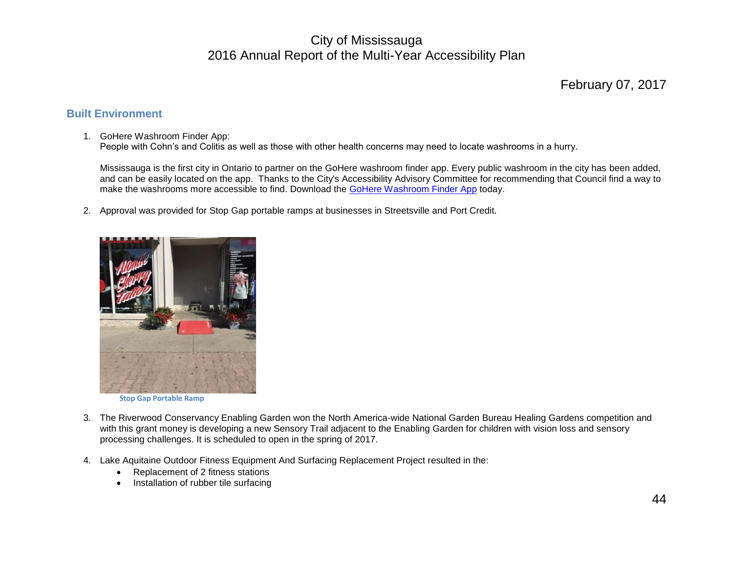## Built Environment

1. GoHere Washroom Finder App:
   People with Cohn's and Colitis as well as those with other health concerns may need to locate washrooms in a hurry.

   Mississauga is the first city in Ontario to partner on the GoHere washroom finder app. Every public washroom in the city has been added, and can be easily located on the app. Thanks to the City's Accessibility Advisory Committee for recommending that Council find a way to make the washrooms more accessible to find. Download the [GoHere Washroom Finder App]() today.

2. Approval was provided for Stop Gap portable ramps at businesses in Streetsville and Port Credit.

**Stop Gap Portable Ramp**

3. The Riverwood Conservancy Enabling Garden won the North America-wide National Garden Bureau Healing Gardens competition and with this grant money is developing a new Sensory Trail adjacent to the Enabling Garden for children with vision loss and sensory processing challenges. It is scheduled to open in the spring of 2017.

4. Lake Aquitaine Outdoor Fitness Equipment And Surfacing Replacement Project resulted in the:
   - Replacement of 2 fitness stations
   - Installation of rubber tile surfacing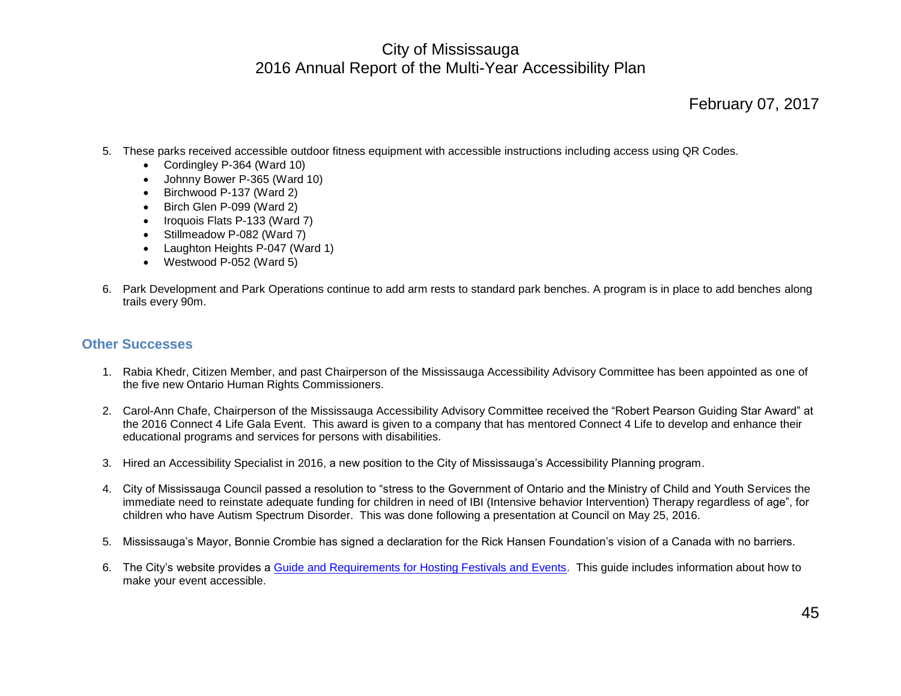5. These parks received accessible outdoor fitness equipment with accessible instructions including access using QR Codes.
    - Cordingley P-364 (Ward 10)
    - Johnny Bower P-365 (Ward 10)
    - Birchwood P-137 (Ward 2)
    - Birch Glen P-099 (Ward 2)
    - Iroquois Flats P-133 (Ward 7)
    - Stillmeadow P-082 (Ward 7)
    - Laughton Heights P-047 (Ward 1)
    - Westwood P-052 (Ward 5)

6. Park Development and Park Operations continue to add arm rests to standard park benches. A program is in place to add benches along trails every 90m.

## Other Successes

1. Rabia Khedr, Citizen Member, and past Chairperson of the Mississauga Accessibility Advisory Committee has been appointed as one of the five new Ontario Human Rights Commissioners.

2. Carol-Ann Chafe, Chairperson of the Mississauga Accessibility Advisory Committee received the "Robert Pearson Guiding Star Award" at the 2016 Connect 4 Life Gala Event. This award is given to a company that has mentored Connect 4 Life to develop and enhance their educational programs and services for persons with disabilities.

3. Hired an Accessibility Specialist in 2016, a new position to the City of Mississauga's Accessibility Planning program.

4. City of Mississauga Council passed a resolution to "stress to the Government of Ontario and the Ministry of Child and Youth Services the immediate need to reinstate adequate funding for children in need of IBI (Intensive behavior Intervention) Therapy regardless of age", for children who have Autism Spectrum Disorder. This was done following a presentation at Council on May 25, 2016.

5. Mississauga's Mayor, Bonnie Crombie has signed a declaration for the Rick Hansen Foundation's vision of a Canada with no barriers.

6. The City's website provides a Guide and Requirements for Hosting Festivals and Events. This guide includes information about how to make your event accessible.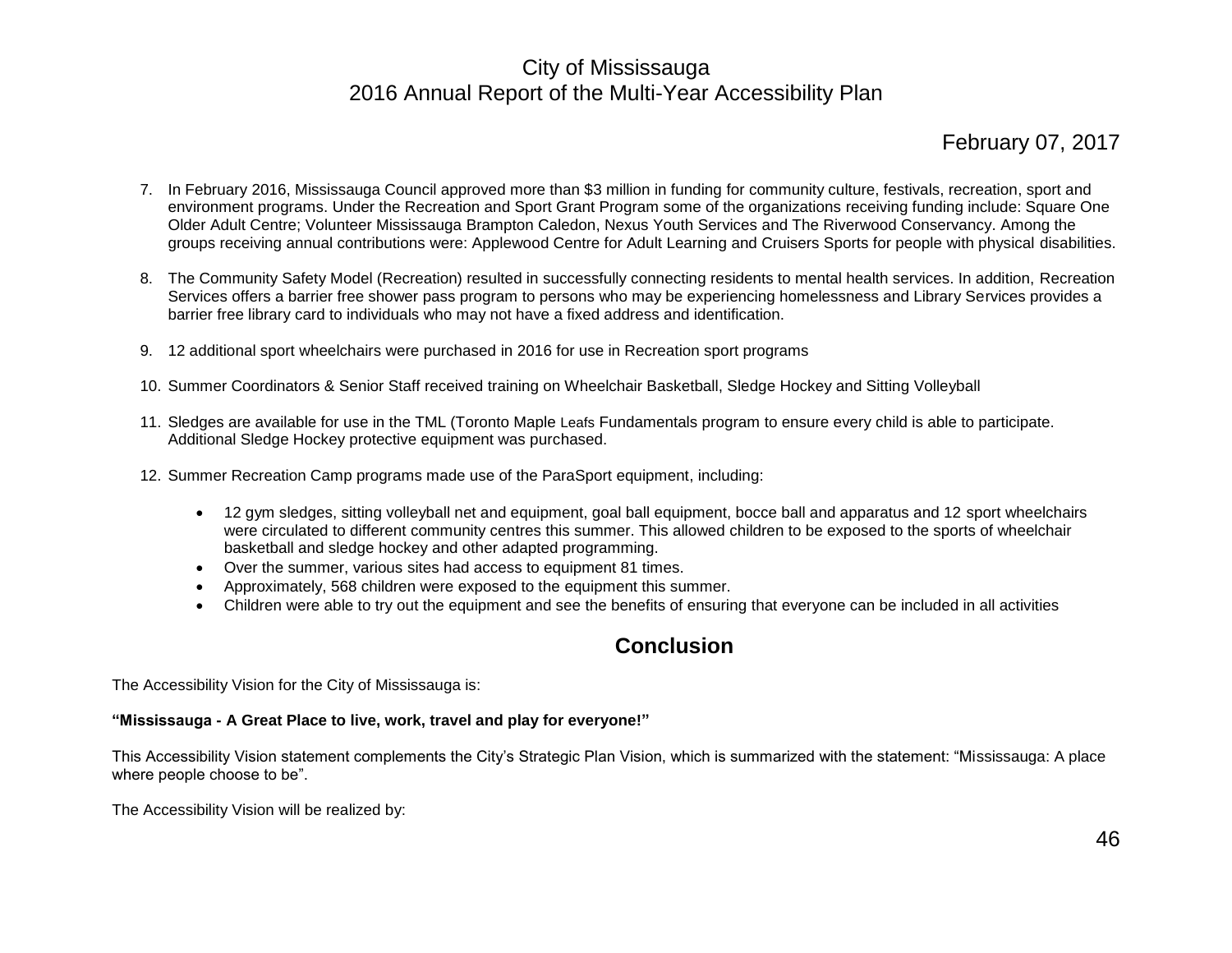7. In February 2016, Mississauga Council approved more than $3 million in funding for community culture, festivals, recreation, sport and environment programs. Under the Recreation and Sport Grant Program some of the organizations receiving funding include: Square One Older Adult Centre; Volunteer Mississauga Brampton Caledon, Nexus Youth Services and The Riverwood Conservancy. Among the groups receiving annual contributions were: Applewood Centre for Adult Learning and Cruisers Sports for people with physical disabilities.

8. The Community Safety Model (Recreation) resulted in successfully connecting residents to mental health services. In addition, Recreation Services offers a barrier free shower pass program to persons who may be experiencing homelessness and Library Services provides a barrier free library card to individuals who may not have a fixed address and identification.

9. 12 additional sport wheelchairs were purchased in 2016 for use in Recreation sport programs

10. Summer Coordinators & Senior Staff received training on Wheelchair Basketball, Sledge Hockey and Sitting Volleyball

11. Sledges are available for use in the TML (Toronto Maple Leafs Fundamentals program to ensure every child is able to participate. Additional Sledge Hockey protective equipment was purchased.

12. Summer Recreation Camp programs made use of the ParaSport equipment, including:

    - 12 gym sledges, sitting volleyball net and equipment, goal ball equipment, bocce ball and apparatus and 12 sport wheelchairs were circulated to different community centres this summer. This allowed children to be exposed to the sports of wheelchair basketball and sledge hockey and other adapted programming.
    - Over the summer, various sites had access to equipment 81 times.
    - Approximately, 568 children were exposed to the equipment this summer.
    - Children were able to try out the equipment and see the benefits of ensuring that everyone can be included in all activities

## Conclusion

The Accessibility Vision for the City of Mississauga is:

**"Mississauga - A Great Place to live, work, travel and play for everyone!"**

This Accessibility Vision statement complements the City's Strategic Plan Vision, which is summarized with the statement: "Mississauga: A place where people choose to be".

The Accessibility Vision will be realized by: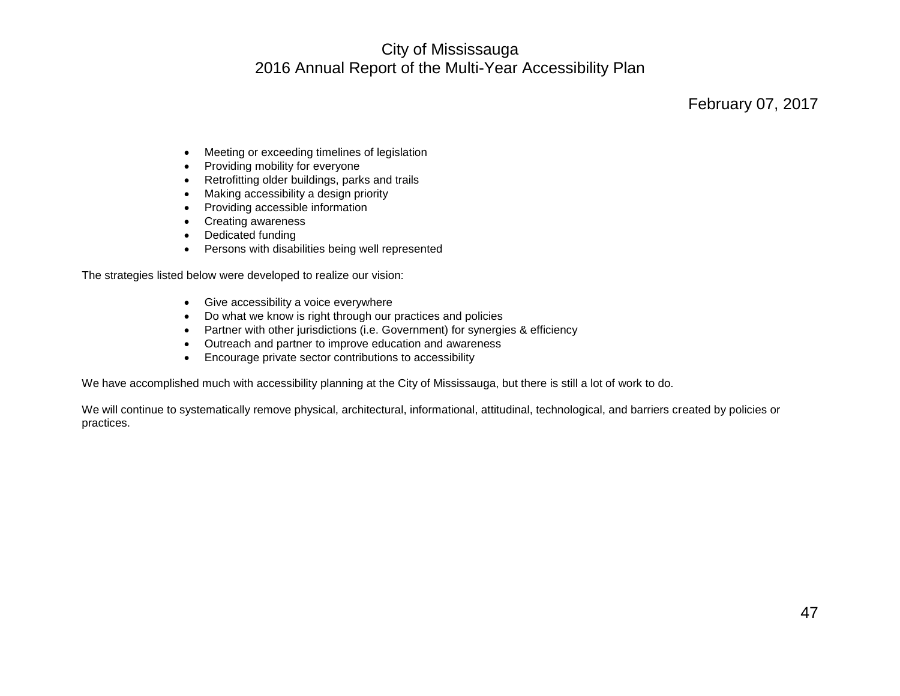- Meeting or exceeding timelines of legislation
- Providing mobility for everyone
- Retrofitting older buildings, parks and trails
- Making accessibility a design priority
- Providing accessible information
- Creating awareness
- Dedicated funding
- Persons with disabilities being well represented

The strategies listed below were developed to realize our vision:

- Give accessibility a voice everywhere
- Do what we know is right through our practices and policies
- Partner with other jurisdictions (i.e. Government) for synergies & efficiency
- Outreach and partner to improve education and awareness
- Encourage private sector contributions to accessibility

We have accomplished much with accessibility planning at the City of Mississauga, but there is still a lot of work to do.

We will continue to systematically remove physical, architectural, informational, attitudinal, technological, and barriers created by policies or practices.